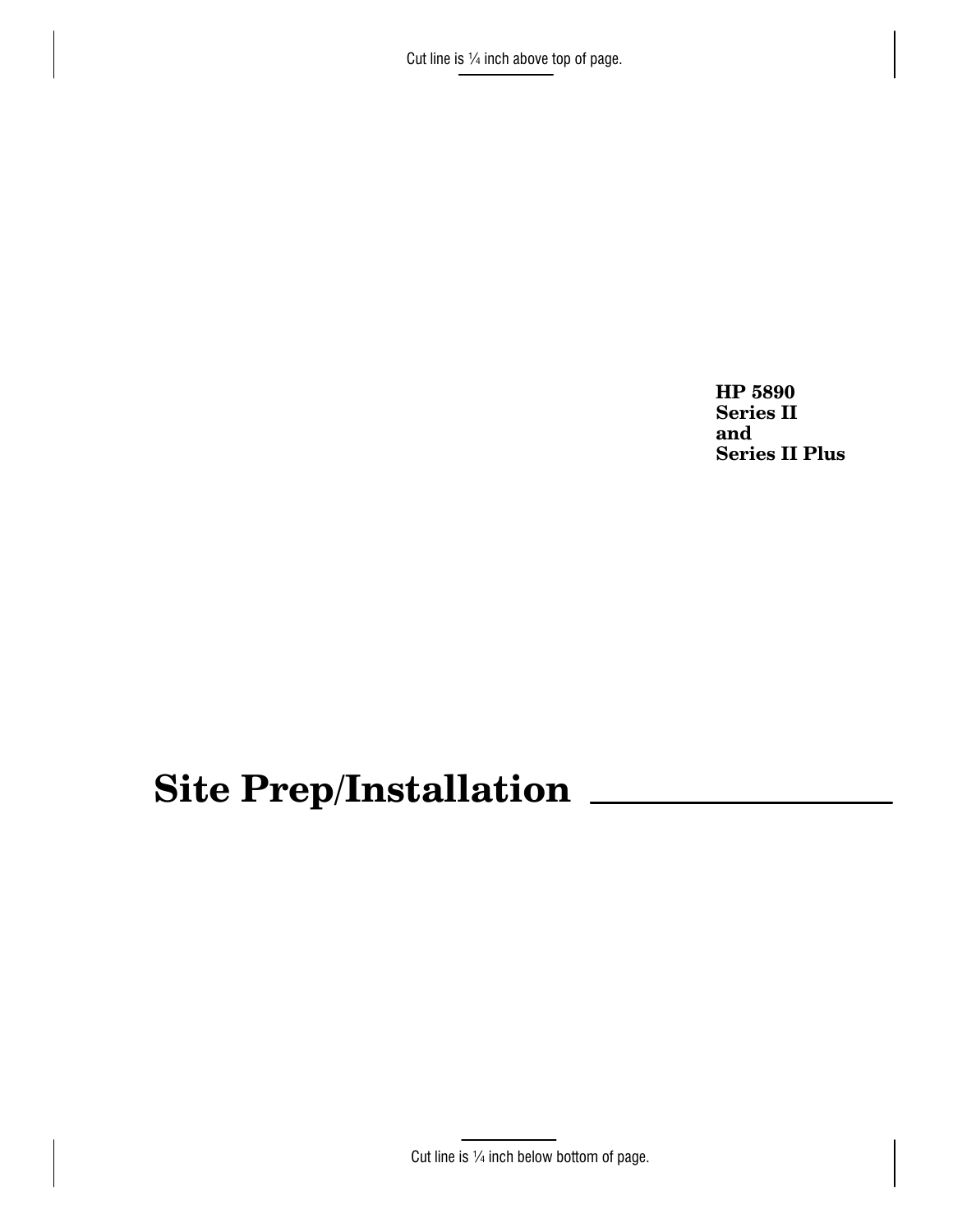**HP 5890**
**Series II**
**and**
**Series II Plus**

# Site Prep/Installation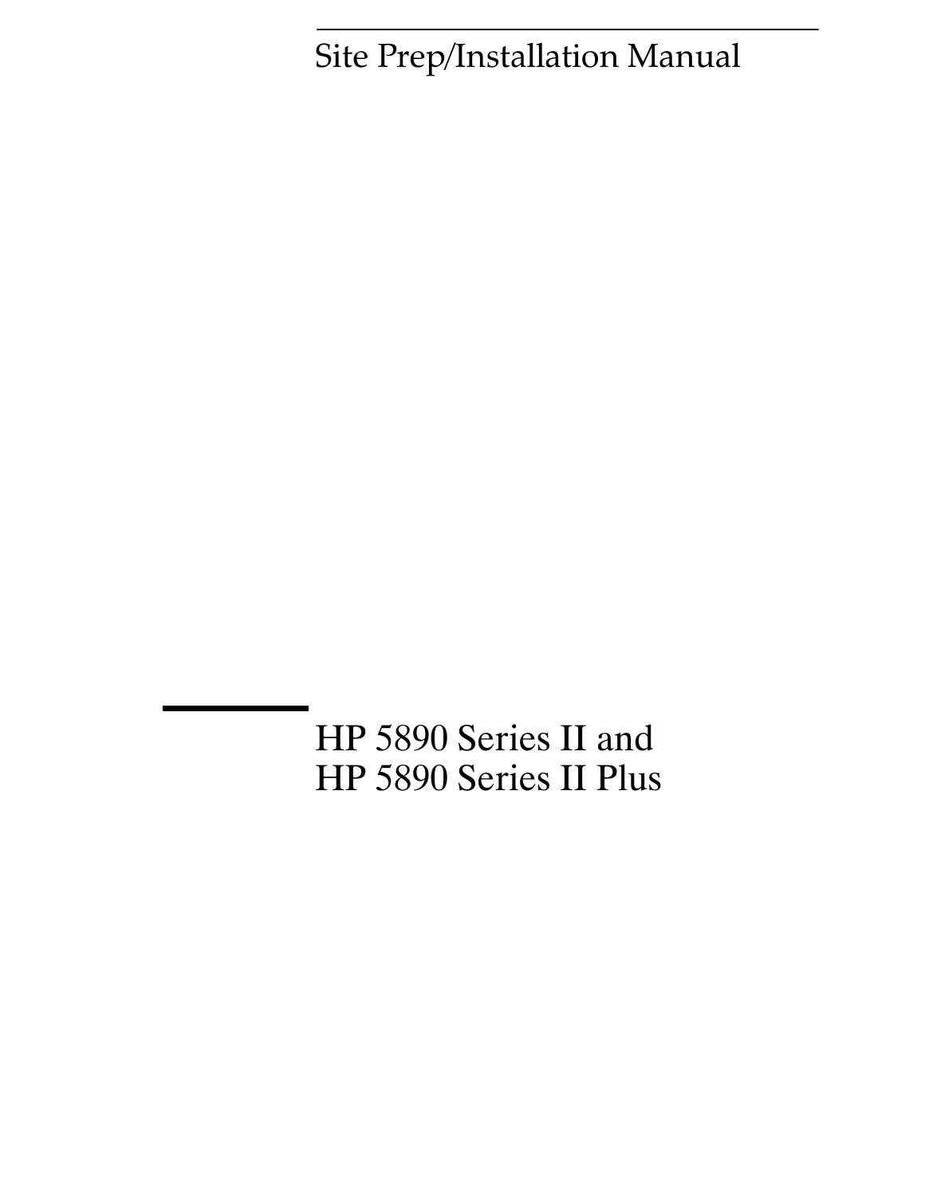Site Prep/Installation Manual

# HP 5890 Series II and HP 5890 Series II Plus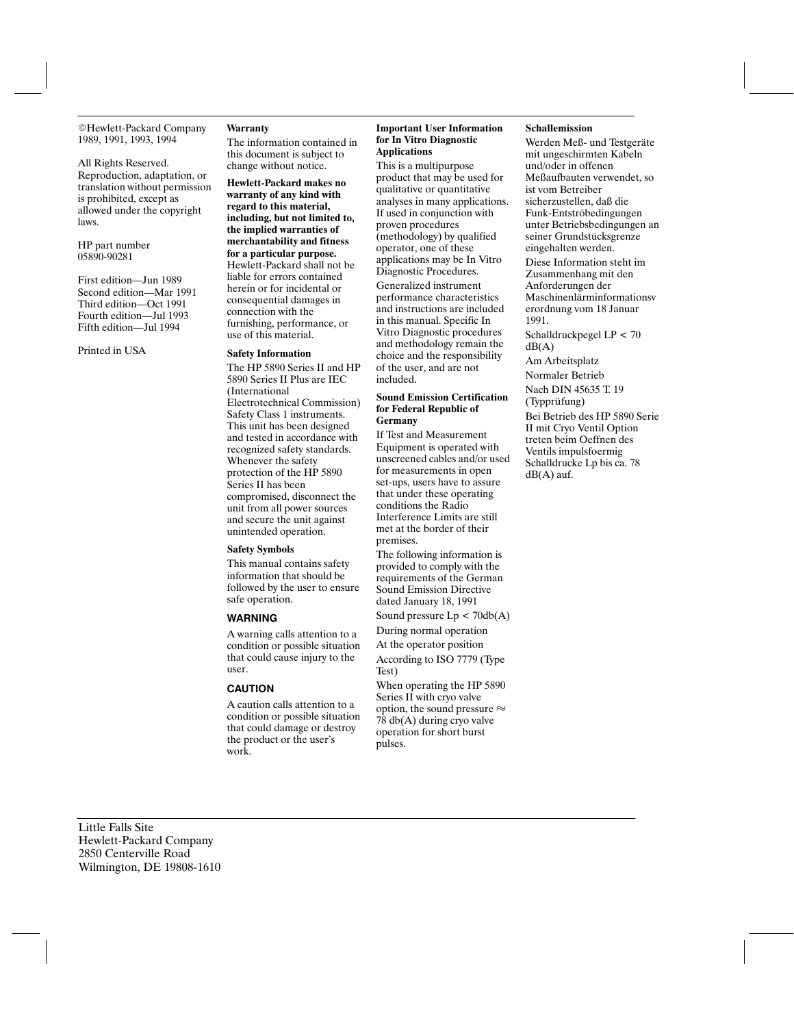©Hewlett-Packard Company 1989, 1991, 1993, 1994

All Rights Reserved. Reproduction, adaptation, or translation without permission is prohibited, except as allowed under the copyright laws.

HP part number 05890-90281

First edition—Jun 1989
Second edition—Mar 1991
Third edition—Oct 1991
Fourth edition—Jul 1993
Fifth edition—Jul 1994

Printed in USA

**Warranty**

The information contained in this document is subject to change without notice.

**Hewlett-Packard makes no warranty of any kind with regard to this material, including, but not limited to, the implied warranties of merchantability and fitness for a particular purpose.** Hewlett-Packard shall not be liable for errors contained herein or for incidental or consequential damages in connection with the furnishing, performance, or use of this material.

**Safety Information**

The HP 5890 Series II and HP 5890 Series II Plus are IEC (International Electrotechnical Commission) Safety Class 1 instruments. This unit has been designed and tested in accordance with recognized safety standards. Whenever the safety protection of the HP 5890 Series II has been compromised, disconnect the unit from all power sources and secure the unit against unintended operation.

**Safety Symbols**

This manual contains safety information that should be followed by the user to ensure safe operation.

**WARNING**

A warning calls attention to a condition or possible situation that could cause injury to the user.

**CAUTION**

A caution calls attention to a condition or possible situation that could damage or destroy the product or the user's work.

**Important User Information for In Vitro Diagnostic Applications**

This is a multipurpose product that may be used for qualitative or quantitative analyses in many applications. If used in conjunction with proven procedures (methodology) by qualified operator, one of these applications may be In Vitro Diagnostic Procedures.

Generalized instrument performance characteristics and instructions are included in this manual. Specific In Vitro Diagnostic procedures and methodology remain the choice and the responsibility of the user, and are not included.

**Sound Emission Certification for Federal Republic of Germany**

If Test and Measurement Equipment is operated with unscreened cables and/or used for measurements in open set-ups, users have to assure that under these operating conditions the Radio Interference Limits are still met at the border of their premises.

The following information is provided to comply with the requirements of the German Sound Emission Directive dated January 18, 1991

Sound pressure Lp < 70db(A)

During normal operation

At the operator position

According to ISO 7779 (Type Test)

When operating the HP 5890 Series II with cryo valve option, the sound pressure ≈ 78 db(A) during cryo valve operation for short burst pulses.

**Schallemission**

Werden Meß- und Testgeräte mit ungeschirmten Kabeln und/oder in offenen Meßaufbauten verwendet, so ist vom Betreiber sicherzustellen, daß die Funk-Entströbedingungen unter Betriebsbedingungen an seiner Grundstücksgrenze eingehalten werden.

Diese Information steht im Zusammenhang mit den Anforderungen der Maschinenlärminformationsverordnung vom 18 Januar 1991.

Schalldruckpegel LP < 70 dB(A)

Am Arbeitsplatz

Normaler Betrieb

Nach DIN 45635 T. 19 (Typprüfung)

Bei Betrieb des HP 5890 Serie II mit Cryo Ventil Option treten beim Oeffnen des Ventils impulsfoermig Schalldrucke Lp bis ca. 78 dB(A) auf.

Little Falls Site
Hewlett-Packard Company
2850 Centerville Road
Wilmington, DE 19808-1610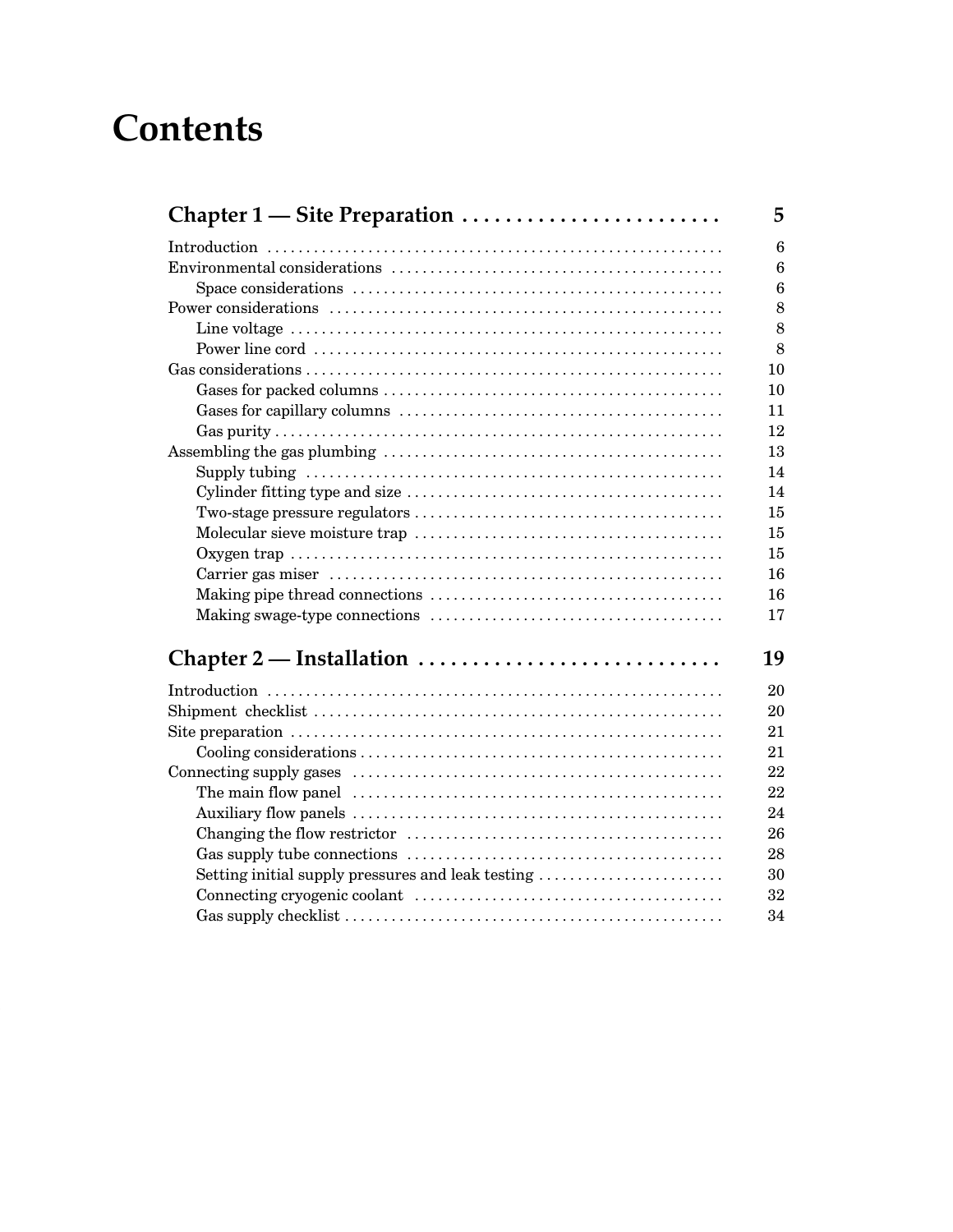# Contents

| | |
|---|---|
| **Chapter 1 — Site Preparation** | **5** |
| Introduction | 6 |
| Environmental considerations | 6 |
| Space considerations | 6 |
| Power considerations | 8 |
| Line voltage | 8 |
| Power line cord | 8 |
| Gas considerations | 10 |
| Gases for packed columns | 10 |
| Gases for capillary columns | 11 |
| Gas purity | 12 |
| Assembling the gas plumbing | 13 |
| Supply tubing | 14 |
| Cylinder fitting type and size | 14 |
| Two-stage pressure regulators | 15 |
| Molecular sieve moisture trap | 15 |
| Oxygen trap | 15 |
| Carrier gas miser | 16 |
| Making pipe thread connections | 16 |
| Making swage-type connections | 17 |
| **Chapter 2 — Installation** | **19** |
| Introduction | 20 |
| Shipment checklist | 20 |
| Site preparation | 21 |
| Cooling considerations | 21 |
| Connecting supply gases | 22 |
| The main flow panel | 22 |
| Auxiliary flow panels | 24 |
| Changing the flow restrictor | 26 |
| Gas supply tube connections | 28 |
| Setting initial supply pressures and leak testing | 30 |
| Connecting cryogenic coolant | 32 |
| Gas supply checklist | 34 |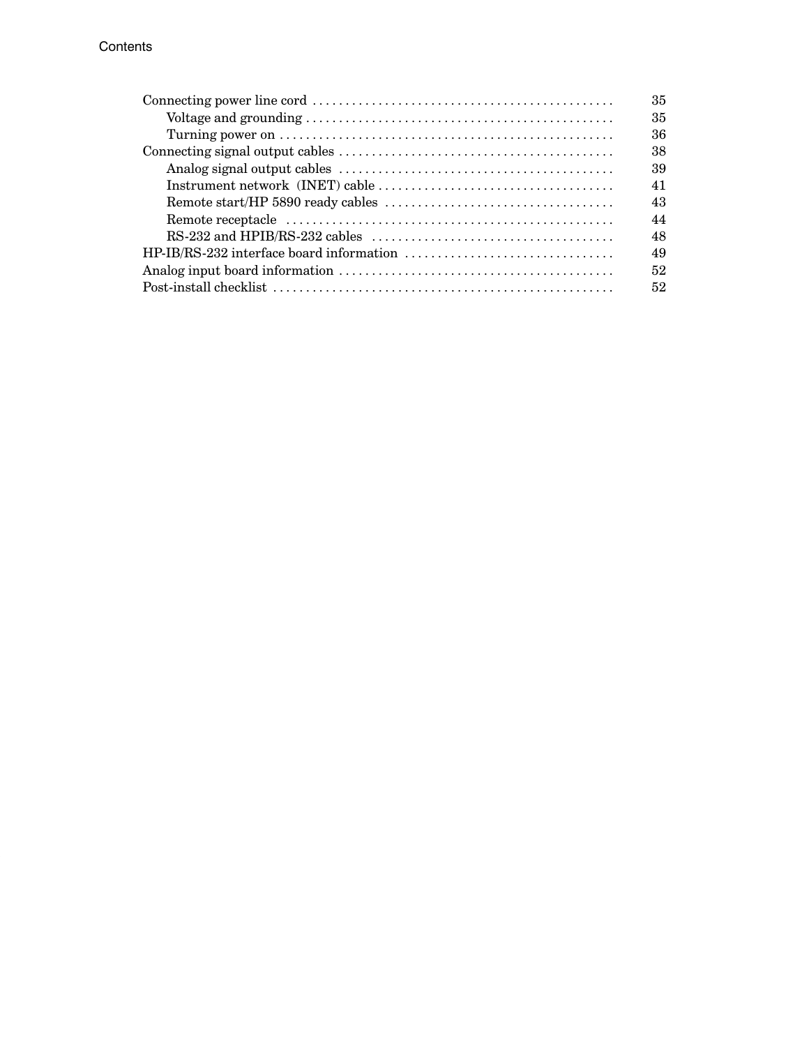Connecting power line cord ............................................. 35
- Voltage and grounding ............................................. 35
- Turning power on ............................................. 36

Connecting signal output cables ............................................. 38
- Analog signal output cables ............................................. 39
- Instrument network (INET) cable ............................................. 41
- Remote start/HP 5890 ready cables ............................................. 43
- Remote receptacle ............................................. 44
- RS-232 and HPIB/RS-232 cables ............................................. 48

HP-IB/RS-232 interface board information ............................................. 49

Analog input board information ............................................. 52

Post-install checklist ............................................. 52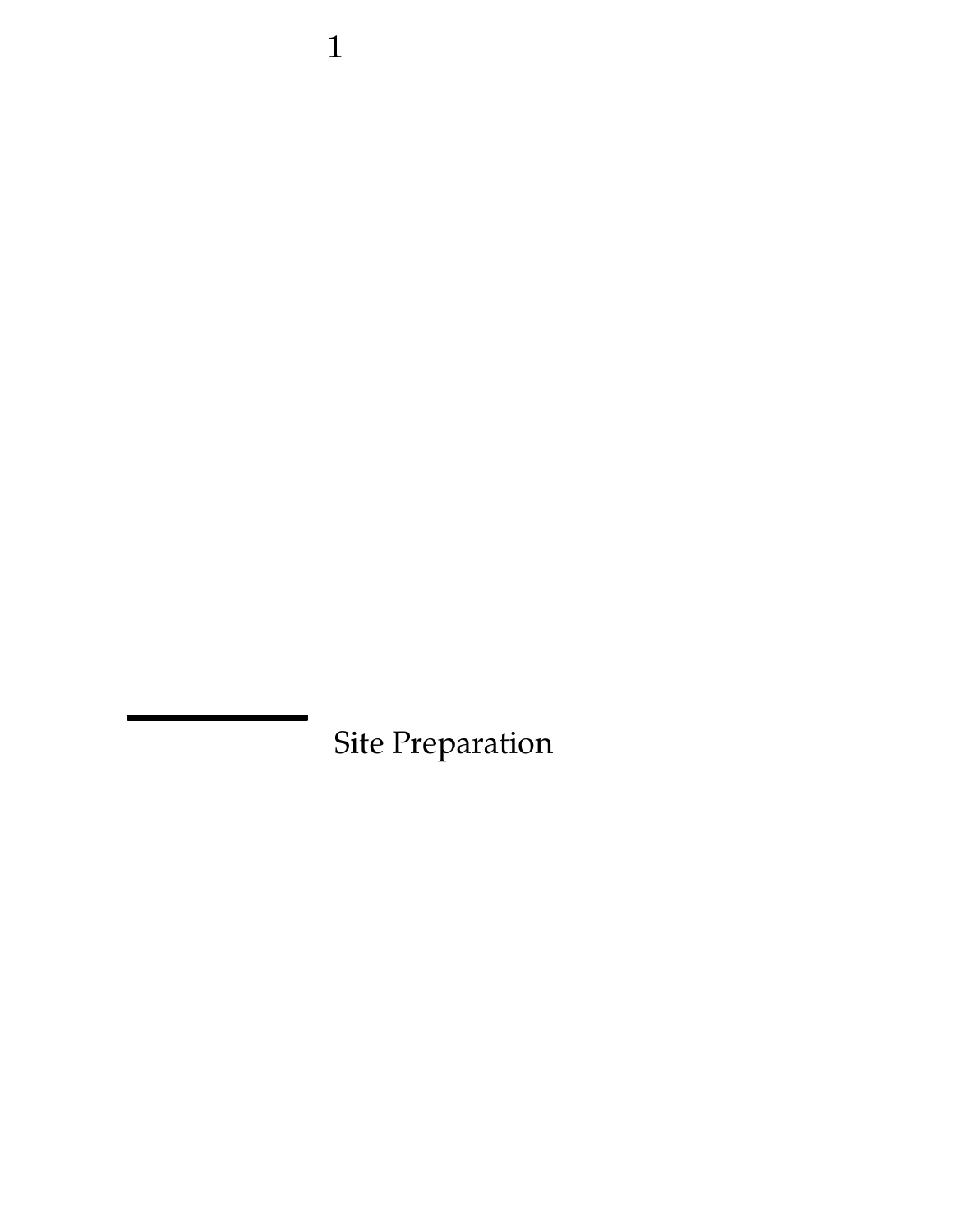# 1

# Site Preparation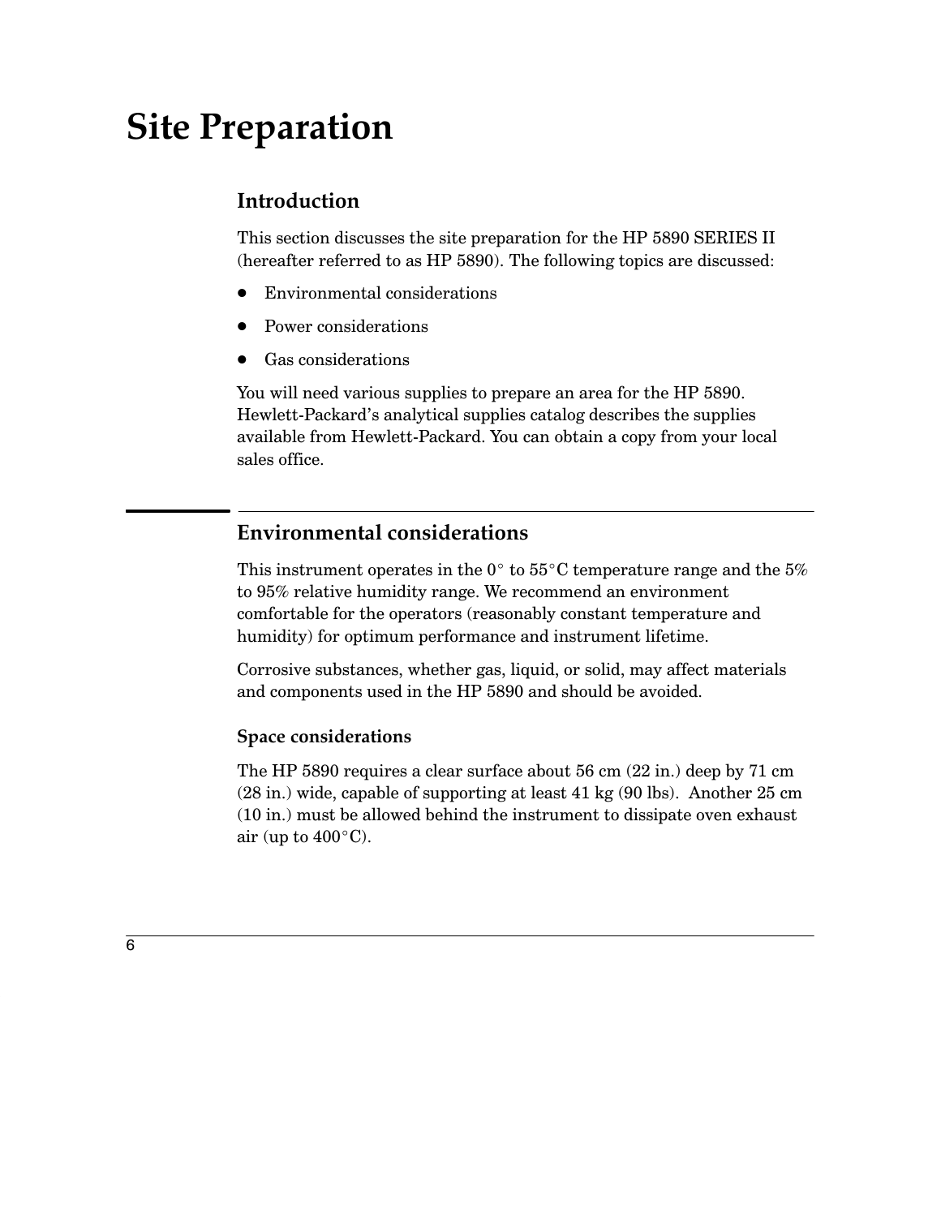# Site Preparation

## Introduction

This section discusses the site preparation for the HP 5890 SERIES II (hereafter referred to as HP 5890). The following topics are discussed:

- Environmental considerations
- Power considerations
- Gas considerations

You will need various supplies to prepare an area for the HP 5890. Hewlett-Packard's analytical supplies catalog describes the supplies available from Hewlett-Packard. You can obtain a copy from your local sales office.

## Environmental considerations

This instrument operates in the 0° to 55°C temperature range and the 5% to 95% relative humidity range. We recommend an environment comfortable for the operators (reasonably constant temperature and humidity) for optimum performance and instrument lifetime.

Corrosive substances, whether gas, liquid, or solid, may affect materials and components used in the HP 5890 and should be avoided.

### Space considerations

The HP 5890 requires a clear surface about 56 cm (22 in.) deep by 71 cm (28 in.) wide, capable of supporting at least 41 kg (90 lbs). Another 25 cm (10 in.) must be allowed behind the instrument to dissipate oven exhaust air (up to 400°C).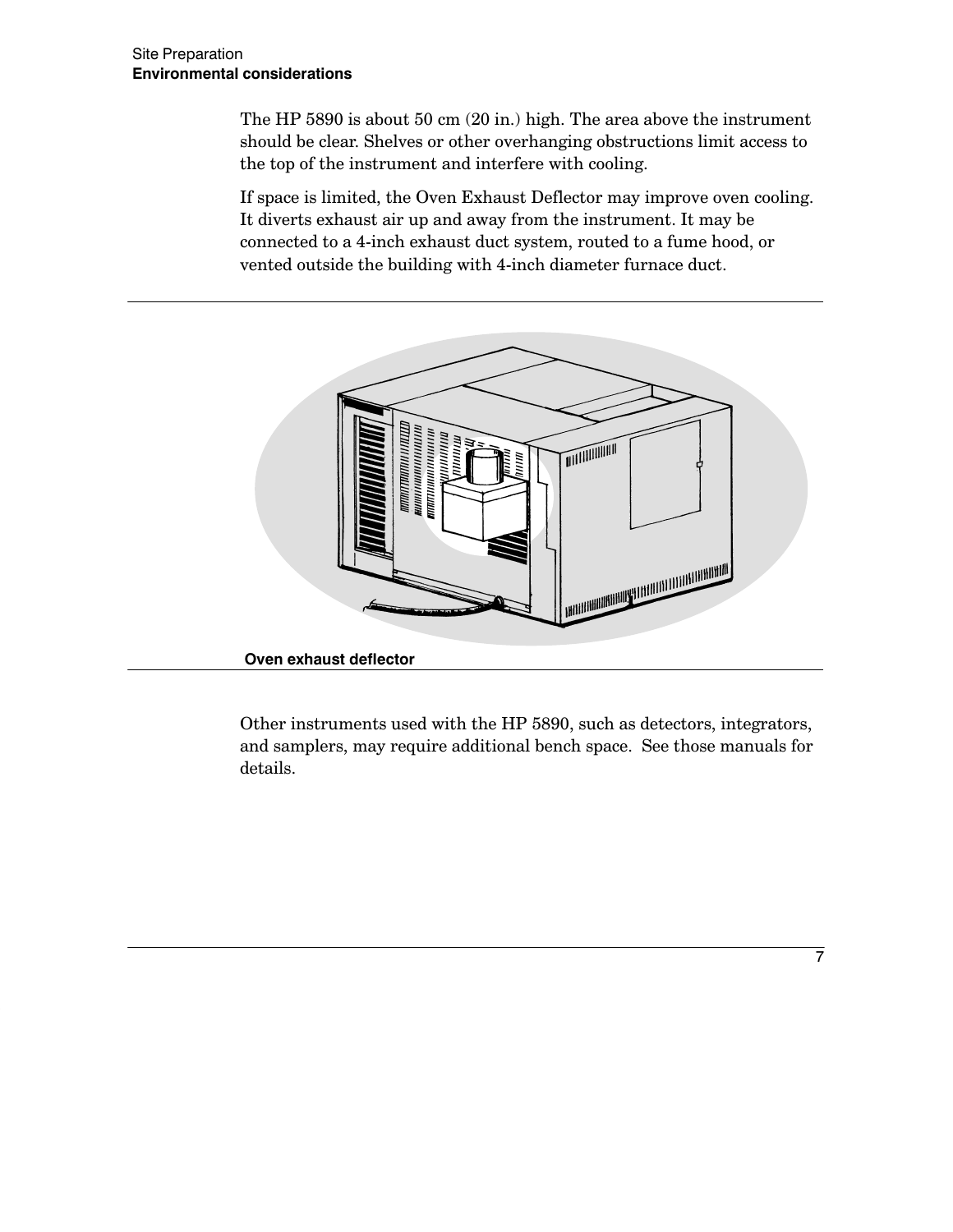The HP 5890 is about 50 cm (20 in.) high. The area above the instrument should be clear. Shelves or other overhanging obstructions limit access to the top of the instrument and interfere with cooling.

If space is limited, the Oven Exhaust Deflector may improve oven cooling. It diverts exhaust air up and away from the instrument. It may be connected to a 4-inch exhaust duct system, routed to a fume hood, or vented outside the building with 4-inch diameter furnace duct.

**Oven exhaust deflector**

Other instruments used with the HP 5890, such as detectors, integrators, and samplers, may require additional bench space. See those manuals for details.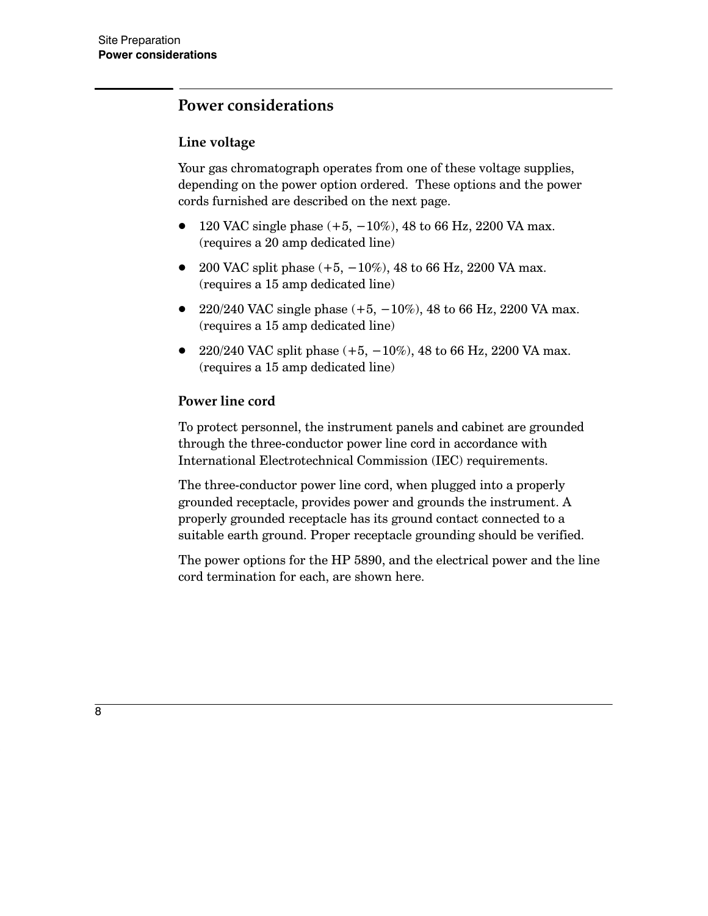## Power considerations

### Line voltage

Your gas chromatograph operates from one of these voltage supplies, depending on the power option ordered. These options and the power cords furnished are described on the next page.

- 120 VAC single phase (+5, −10%), 48 to 66 Hz, 2200 VA max. (requires a 20 amp dedicated line)
- 200 VAC split phase (+5, −10%), 48 to 66 Hz, 2200 VA max. (requires a 15 amp dedicated line)
- 220/240 VAC single phase (+5, −10%), 48 to 66 Hz, 2200 VA max. (requires a 15 amp dedicated line)
- 220/240 VAC split phase (+5, −10%), 48 to 66 Hz, 2200 VA max. (requires a 15 amp dedicated line)

### Power line cord

To protect personnel, the instrument panels and cabinet are grounded through the three-conductor power line cord in accordance with International Electrotechnical Commission (IEC) requirements.

The three-conductor power line cord, when plugged into a properly grounded receptacle, provides power and grounds the instrument. A properly grounded receptacle has its ground contact connected to a suitable earth ground. Proper receptacle grounding should be verified.

The power options for the HP 5890, and the electrical power and the line cord termination for each, are shown here.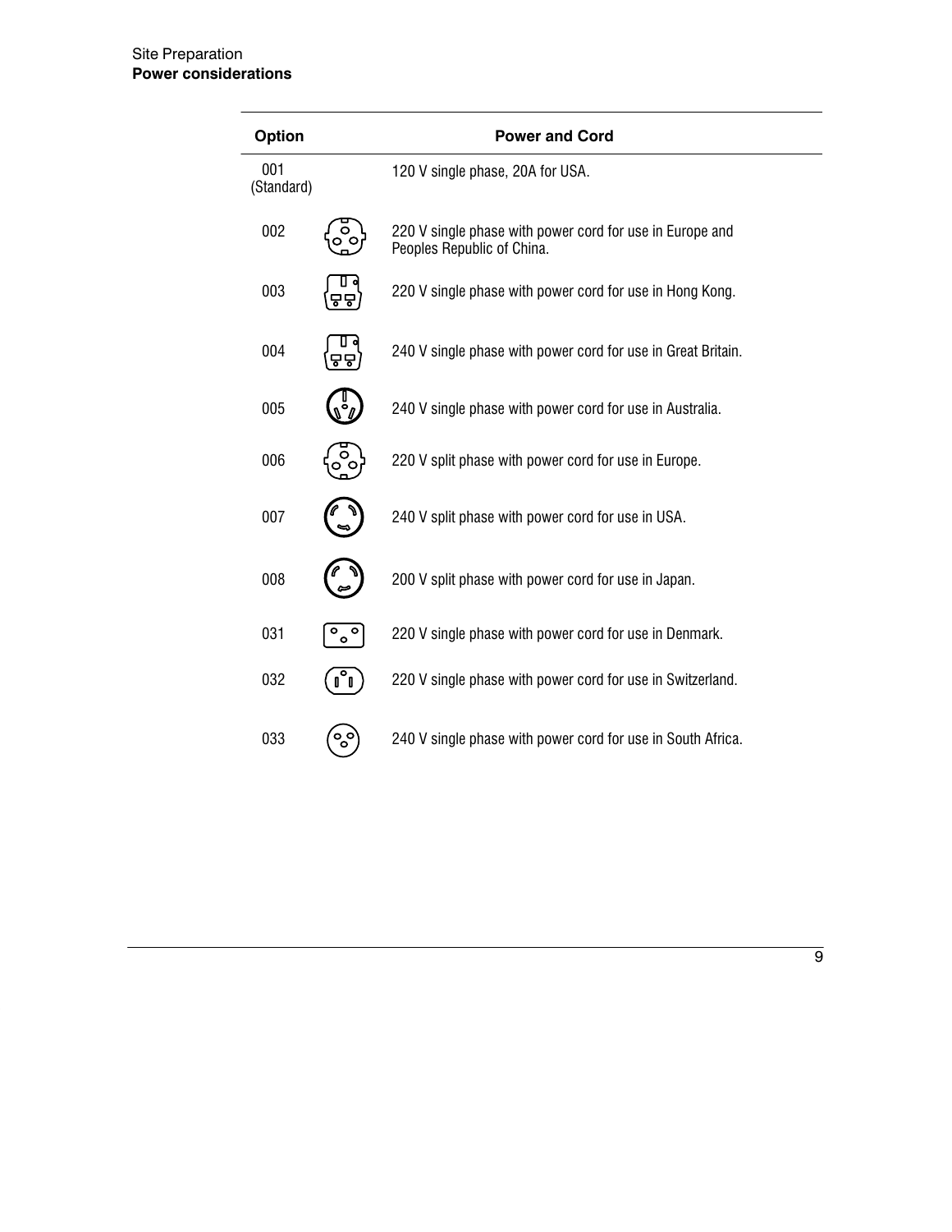| Option | Power and Cord |
|---|---|
| 001 (Standard) | 120 V single phase, 20A for USA. |
| 002 | 220 V single phase with power cord for use in Europe and Peoples Republic of China. |
| 003 | 220 V single phase with power cord for use in Hong Kong. |
| 004 | 240 V single phase with power cord for use in Great Britain. |
| 005 | 240 V single phase with power cord for use in Australia. |
| 006 | 220 V split phase with power cord for use in Europe. |
| 007 | 240 V split phase with power cord for use in USA. |
| 008 | 200 V split phase with power cord for use in Japan. |
| 031 | 220 V single phase with power cord for use in Denmark. |
| 032 | 220 V single phase with power cord for use in Switzerland. |
| 033 | 240 V single phase with power cord for use in South Africa. |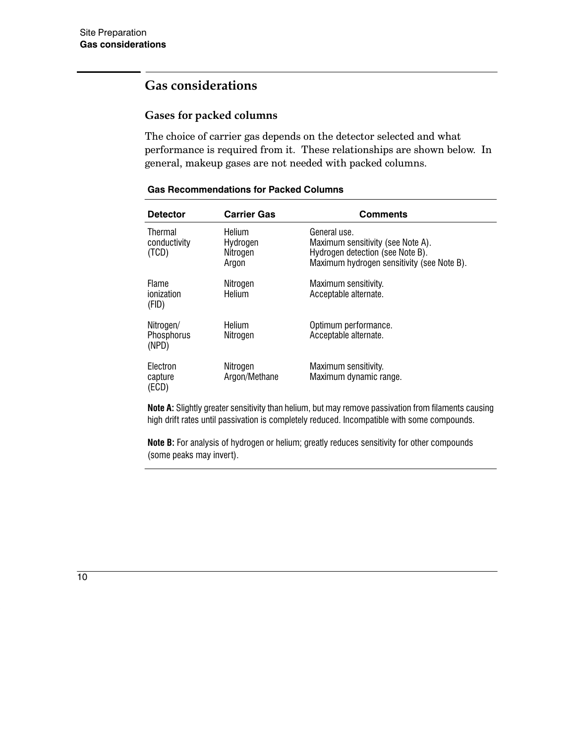## Gas considerations

### Gases for packed columns

The choice of carrier gas depends on the detector selected and what performance is required from it. These relationships are shown below. In general, makeup gases are not needed with packed columns.

**Gas Recommendations for Packed Columns**

| Detector | Carrier Gas | Comments |
|---|---|---|
| Thermal conductivity (TCD) | Helium<br>Hydrogen<br>Nitrogen<br>Argon | General use.<br>Maximum sensitivity (see Note A).<br>Hydrogen detection (see Note B).<br>Maximum hydrogen sensitivity (see Note B). |
| Flame ionization (FID) | Nitrogen<br>Helium | Maximum sensitivity.<br>Acceptable alternate. |
| Nitrogen/ Phosphorus (NPD) | Helium<br>Nitrogen | Optimum performance.<br>Acceptable alternate. |
| Electron capture (ECD) | Nitrogen<br>Argon/Methane | Maximum sensitivity.<br>Maximum dynamic range. |

**Note A:** Slightly greater sensitivity than helium, but may remove passivation from filaments causing high drift rates until passivation is completely reduced. Incompatible with some compounds.

**Note B:** For analysis of hydrogen or helium; greatly reduces sensitivity for other compounds (some peaks may invert).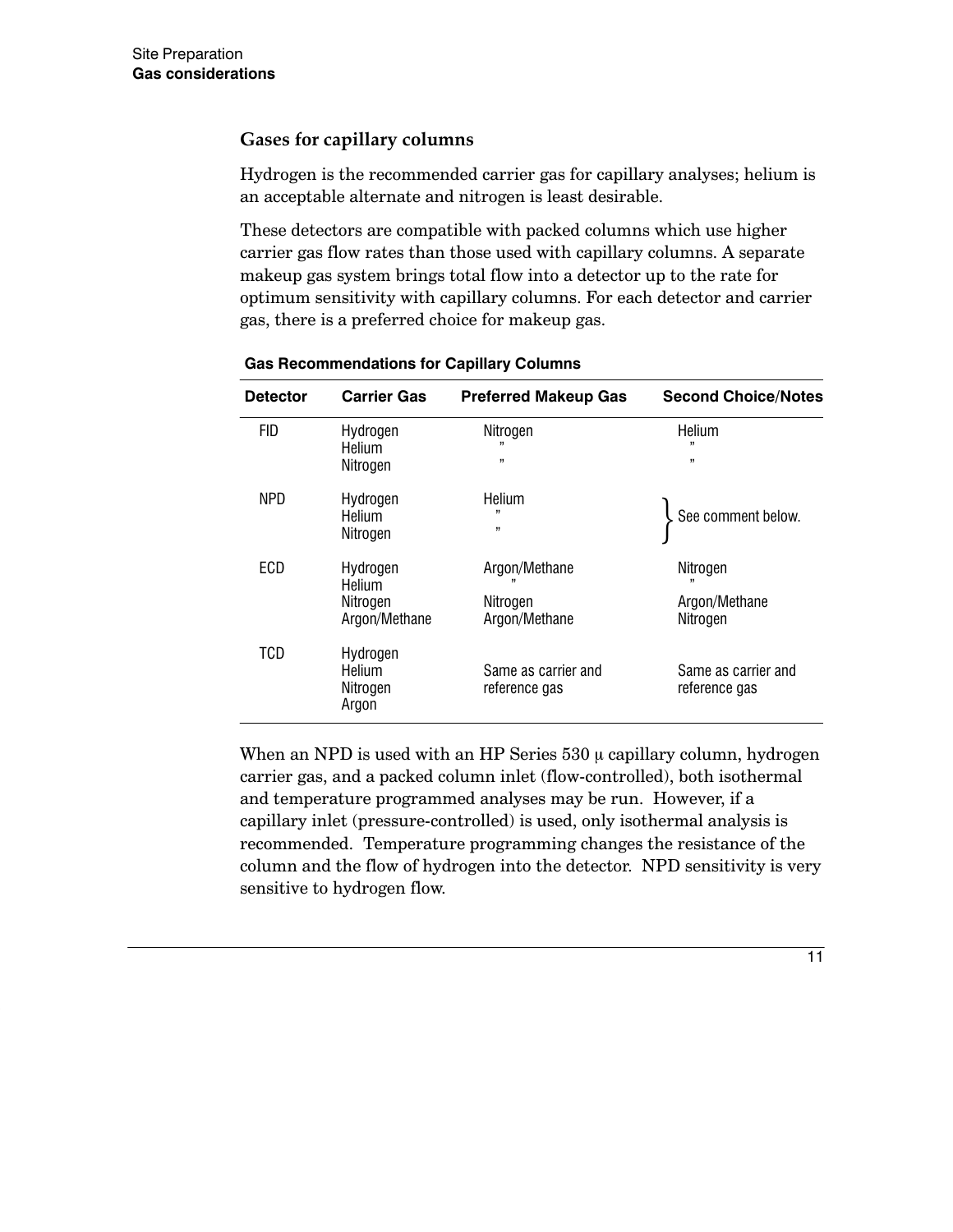### Gases for capillary columns

Hydrogen is the recommended carrier gas for capillary analyses; helium is an acceptable alternate and nitrogen is least desirable.

These detectors are compatible with packed columns which use higher carrier gas flow rates than those used with capillary columns. A separate makeup gas system brings total flow into a detector up to the rate for optimum sensitivity with capillary columns. For each detector and carrier gas, there is a preferred choice for makeup gas.

**Gas Recommendations for Capillary Columns**

| Detector | Carrier Gas | Preferred Makeup Gas | Second Choice/Notes |
|---|---|---|---|
| FID | Hydrogen | Nitrogen | Helium |
| | Helium | " | " |
| | Nitrogen | " | " |
| NPD | Hydrogen | Helium | See comment below. |
| | Helium | " | |
| | Nitrogen | " | |
| ECD | Hydrogen | Argon/Methane | Nitrogen |
| | Helium | " | " |
| | Nitrogen | Nitrogen | Argon/Methane |
| | Argon/Methane | Argon/Methane | Nitrogen |
| TCD | Hydrogen | Same as carrier and reference gas | Same as carrier and reference gas |
| | Helium | | |
| | Nitrogen | | |
| | Argon | | |

When an NPD is used with an HP Series 530 μ capillary column, hydrogen carrier gas, and a packed column inlet (flow-controlled), both isothermal and temperature programmed analyses may be run. However, if a capillary inlet (pressure-controlled) is used, only isothermal analysis is recommended. Temperature programming changes the resistance of the column and the flow of hydrogen into the detector. NPD sensitivity is very sensitive to hydrogen flow.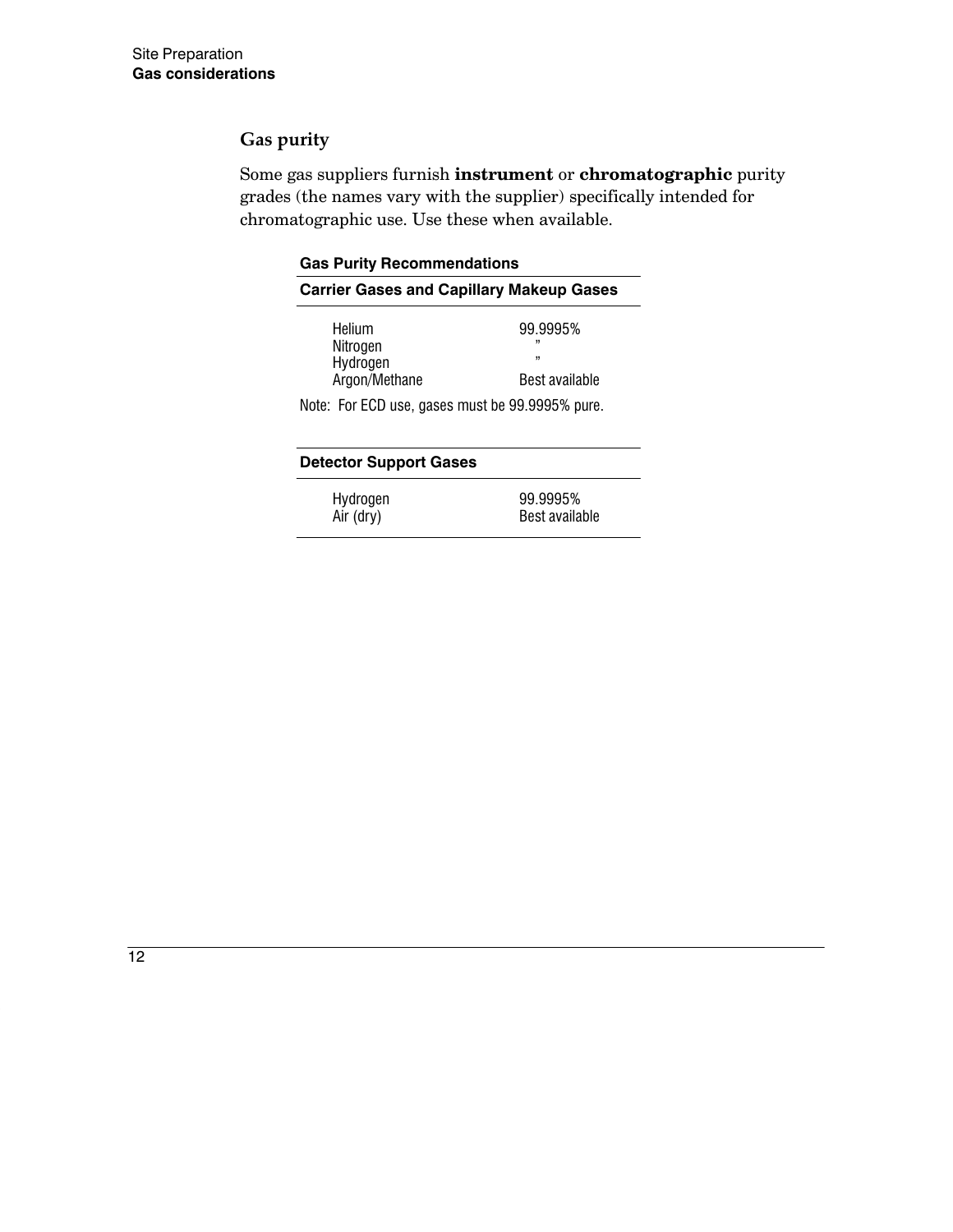## Gas purity

Some gas suppliers furnish **instrument** or **chromatographic** purity grades (the names vary with the supplier) specifically intended for chromatographic use. Use these when available.

**Gas Purity Recommendations**

| **Carrier Gases and Capillary Makeup Gases** | |
|---|---|
| Helium | 99.9995% |
| Nitrogen | ” |
| Hydrogen | ” |
| Argon/Methane | Best available |

Note: For ECD use, gases must be 99.9995% pure.

| **Detector Support Gases** | |
|---|---|
| Hydrogen | 99.9995% |
| Air (dry) | Best available |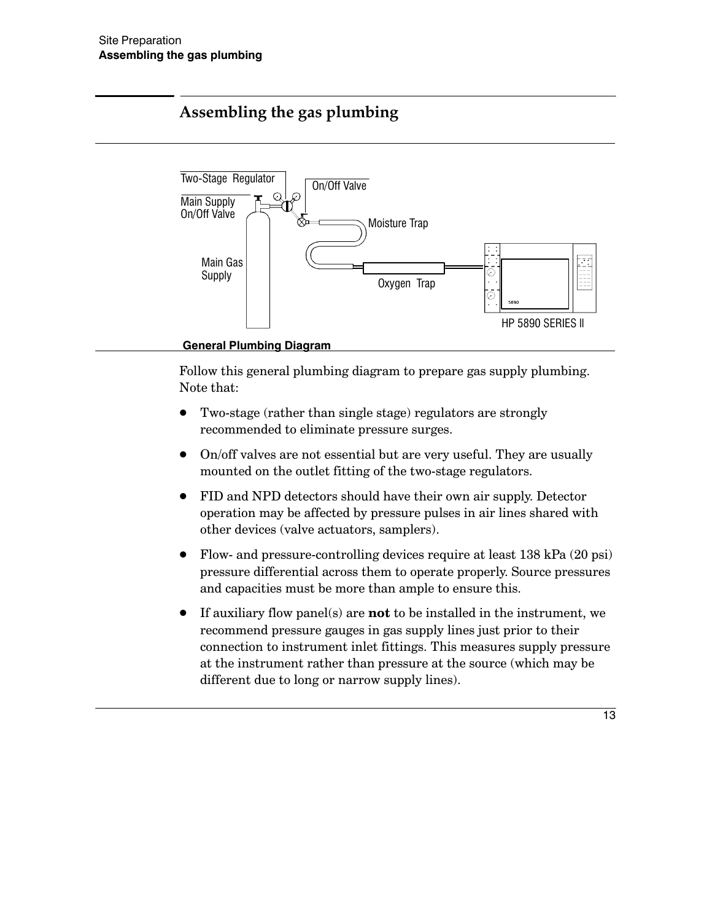# Assembling the gas plumbing

Two-Stage Regulator

Main Supply On/Off Valve

On/Off Valve

Moisture Trap

Main Gas Supply

Oxygen Trap

HP 5890 SERIES II

**General Plumbing Diagram**

Follow this general plumbing diagram to prepare gas supply plumbing. Note that:

- Two-stage (rather than single stage) regulators are strongly recommended to eliminate pressure surges.
- On/off valves are not essential but are very useful. They are usually mounted on the outlet fitting of the two-stage regulators.
- FID and NPD detectors should have their own air supply. Detector operation may be affected by pressure pulses in air lines shared with other devices (valve actuators, samplers).
- Flow- and pressure-controlling devices require at least 138 kPa (20 psi) pressure differential across them to operate properly. Source pressures and capacities must be more than ample to ensure this.
- If auxiliary flow panel(s) are **not** to be installed in the instrument, we recommend pressure gauges in gas supply lines just prior to their connection to instrument inlet fittings. This measures supply pressure at the instrument rather than pressure at the source (which may be different due to long or narrow supply lines).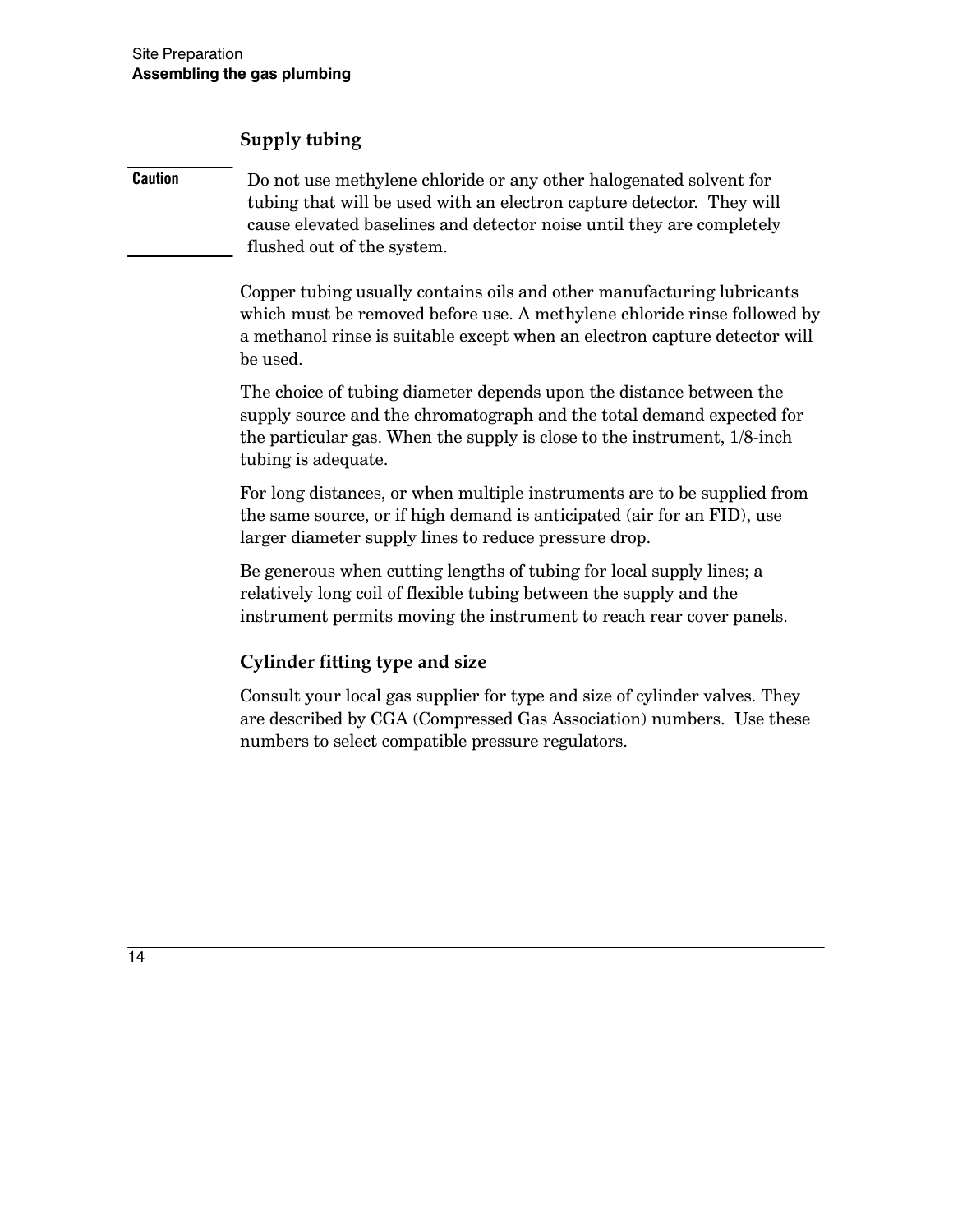### Supply tubing

**Caution** Do not use methylene chloride or any other halogenated solvent for tubing that will be used with an electron capture detector. They will cause elevated baselines and detector noise until they are completely flushed out of the system.

Copper tubing usually contains oils and other manufacturing lubricants which must be removed before use. A methylene chloride rinse followed by a methanol rinse is suitable except when an electron capture detector will be used.

The choice of tubing diameter depends upon the distance between the supply source and the chromatograph and the total demand expected for the particular gas. When the supply is close to the instrument, 1/8-inch tubing is adequate.

For long distances, or when multiple instruments are to be supplied from the same source, or if high demand is anticipated (air for an FID), use larger diameter supply lines to reduce pressure drop.

Be generous when cutting lengths of tubing for local supply lines; a relatively long coil of flexible tubing between the supply and the instrument permits moving the instrument to reach rear cover panels.

### Cylinder fitting type and size

Consult your local gas supplier for type and size of cylinder valves. They are described by CGA (Compressed Gas Association) numbers. Use these numbers to select compatible pressure regulators.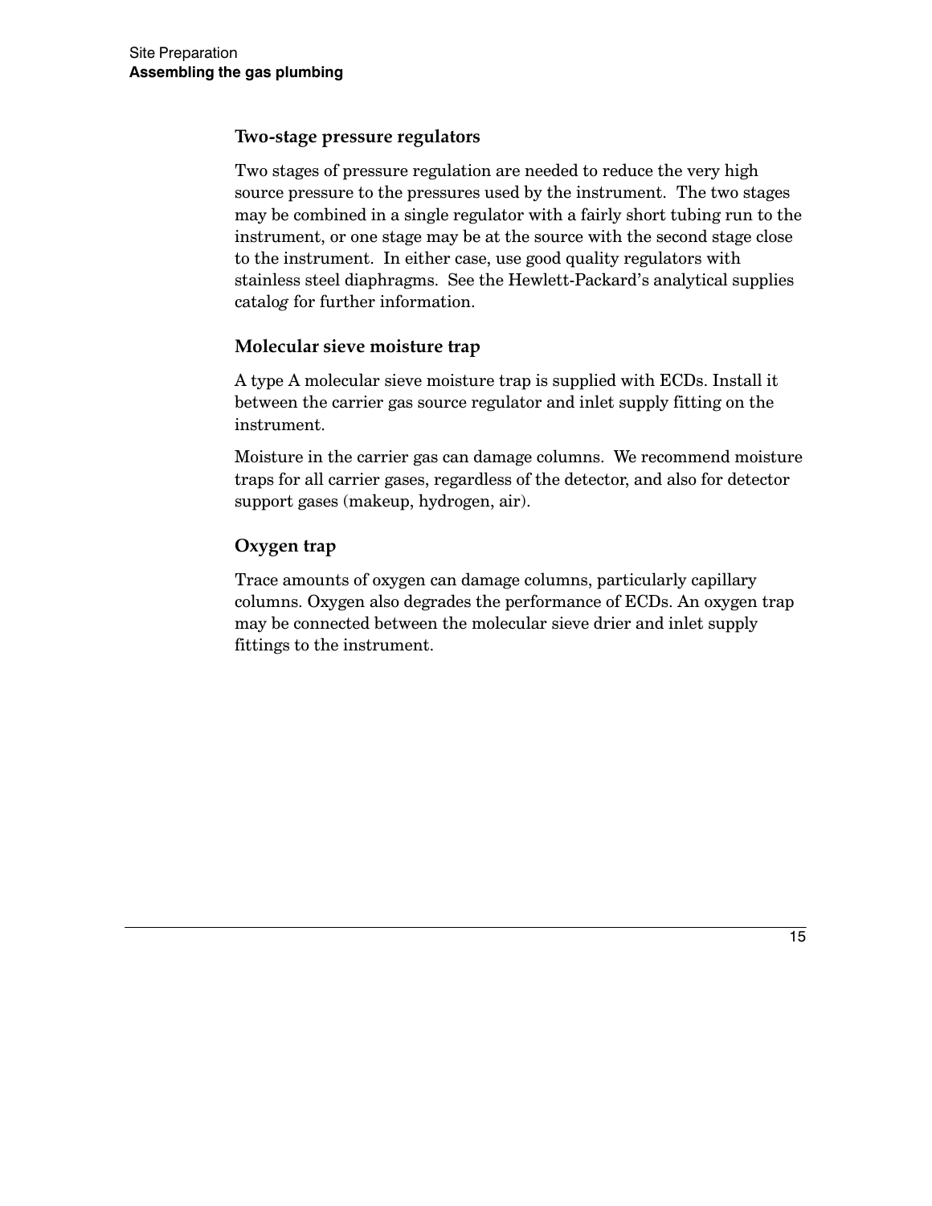### Two-stage pressure regulators

Two stages of pressure regulation are needed to reduce the very high source pressure to the pressures used by the instrument. The two stages may be combined in a single regulator with a fairly short tubing run to the instrument, or one stage may be at the source with the second stage close to the instrument. In either case, use good quality regulators with stainless steel diaphragms. See the Hewlett-Packard's analytical supplies catalog for further information.

### Molecular sieve moisture trap

A type A molecular sieve moisture trap is supplied with ECDs. Install it between the carrier gas source regulator and inlet supply fitting on the instrument.

Moisture in the carrier gas can damage columns. We recommend moisture traps for all carrier gases, regardless of the detector, and also for detector support gases (makeup, hydrogen, air).

### Oxygen trap

Trace amounts of oxygen can damage columns, particularly capillary columns. Oxygen also degrades the performance of ECDs. An oxygen trap may be connected between the molecular sieve drier and inlet supply fittings to the instrument.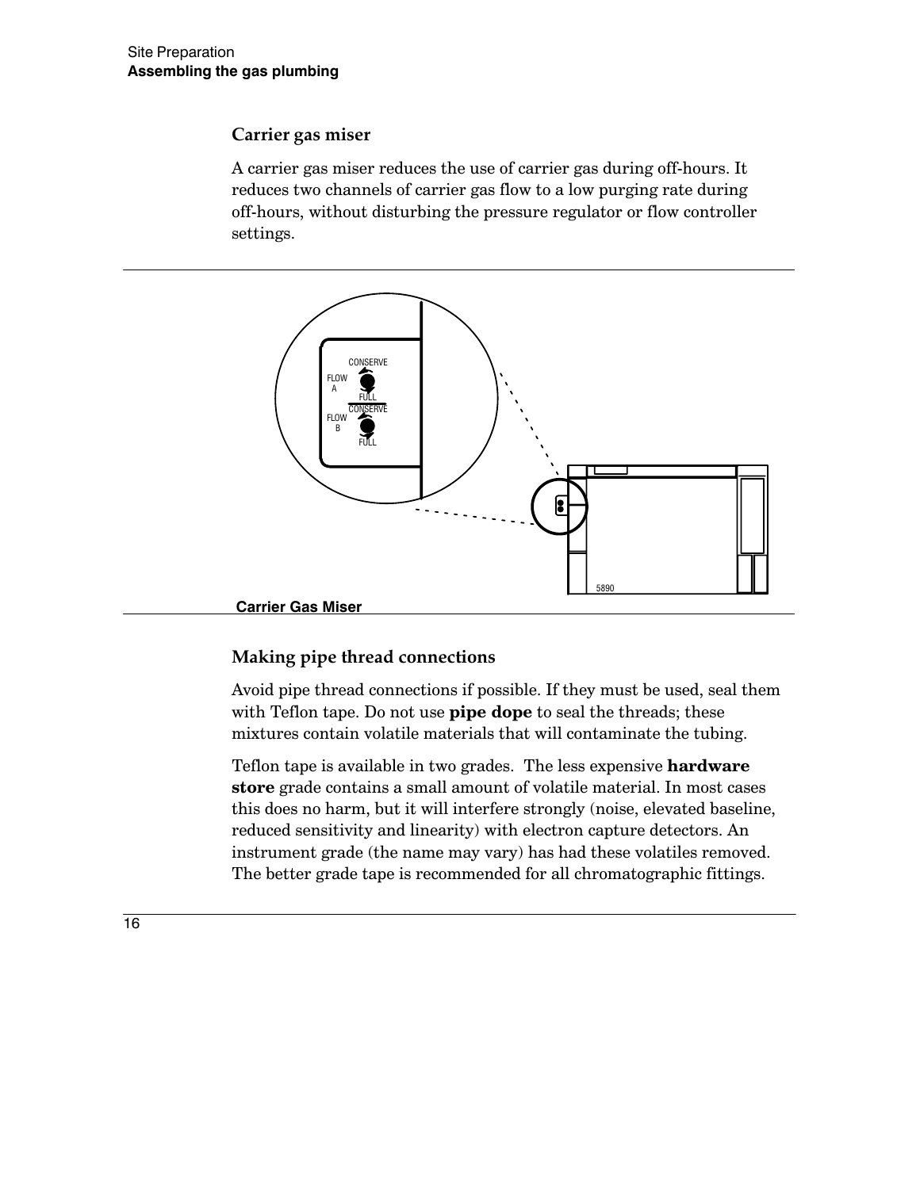### Carrier gas miser

A carrier gas miser reduces the use of carrier gas during off-hours. It reduces two channels of carrier gas flow to a low purging rate during off-hours, without disturbing the pressure regulator or flow controller settings.

**Carrier Gas Miser**

### Making pipe thread connections

Avoid pipe thread connections if possible. If they must be used, seal them with Teflon tape. Do not use **pipe dope** to seal the threads; these mixtures contain volatile materials that will contaminate the tubing.

Teflon tape is available in two grades. The less expensive **hardware store** grade contains a small amount of volatile material. In most cases this does no harm, but it will interfere strongly (noise, elevated baseline, reduced sensitivity and linearity) with electron capture detectors. An instrument grade (the name may vary) has had these volatiles removed. The better grade tape is recommended for all chromatographic fittings.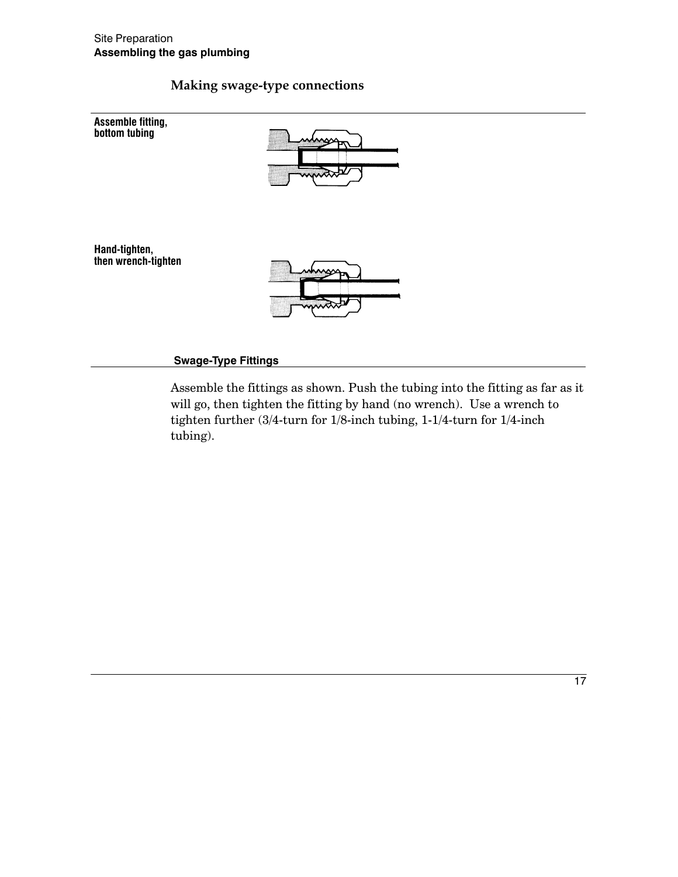### Making swage-type connections

**Assemble fitting, bottom tubing**

**Hand-tighten, then wrench-tighten**

**Swage-Type Fittings**

Assemble the fittings as shown. Push the tubing into the fitting as far as it will go, then tighten the fitting by hand (no wrench). Use a wrench to tighten further (3/4-turn for 1/8-inch tubing, 1-1/4-turn for 1/4-inch tubing).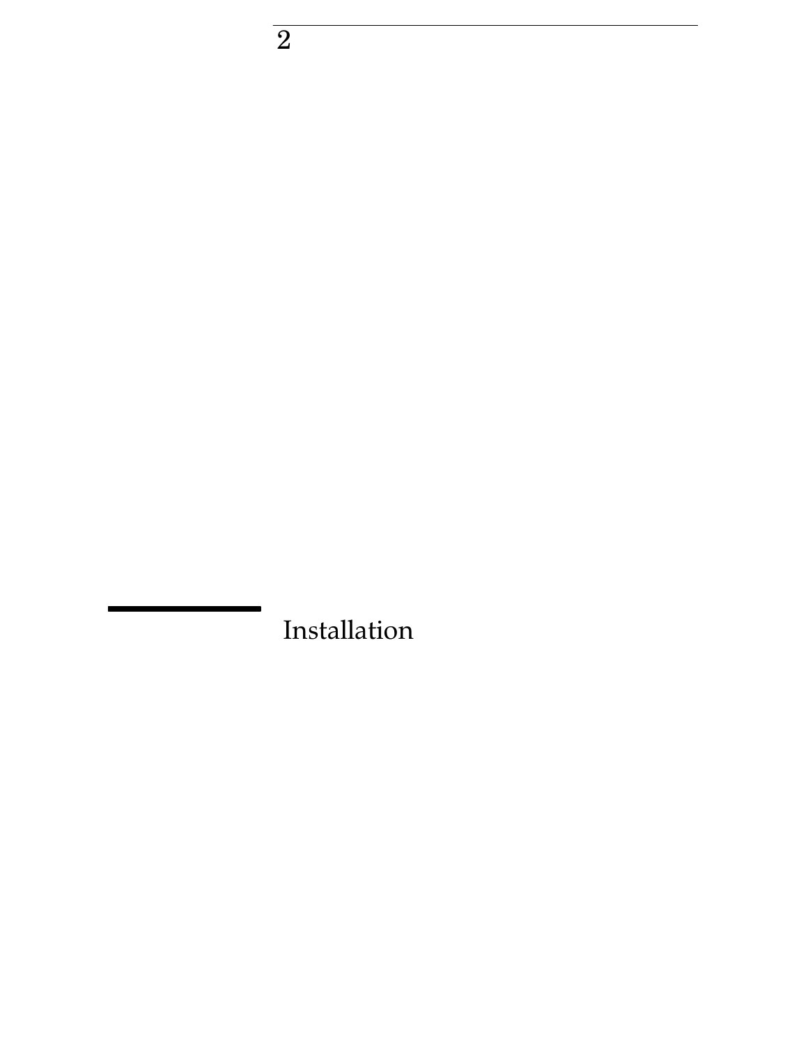# 2

# Installation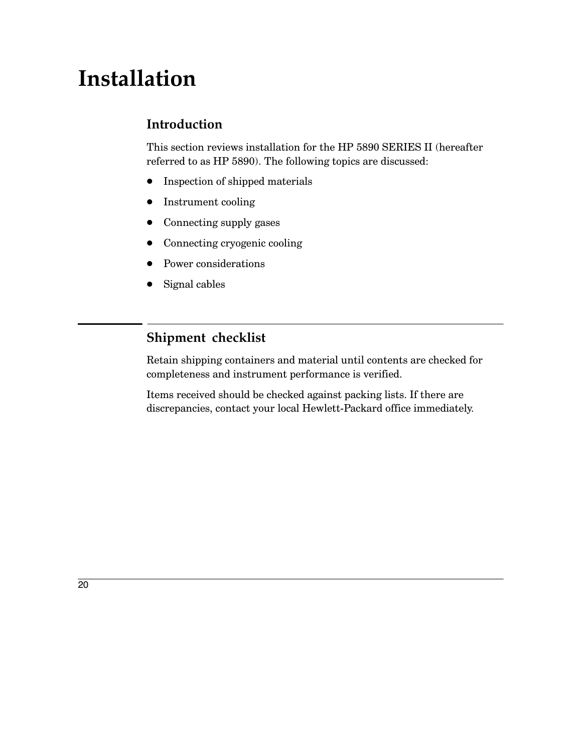# Installation

## Introduction

This section reviews installation for the HP 5890 SERIES II (hereafter referred to as HP 5890). The following topics are discussed:

- Inspection of shipped materials
- Instrument cooling
- Connecting supply gases
- Connecting cryogenic cooling
- Power considerations
- Signal cables

## Shipment checklist

Retain shipping containers and material until contents are checked for completeness and instrument performance is verified.

Items received should be checked against packing lists. If there are discrepancies, contact your local Hewlett-Packard office immediately.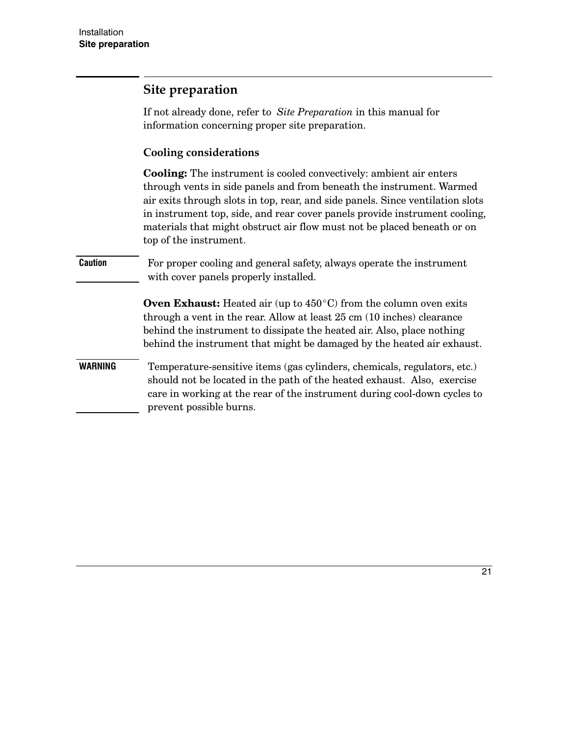## Site preparation

If not already done, refer to *Site Preparation* in this manual for information concerning proper site preparation.

### Cooling considerations

**Cooling:** The instrument is cooled convectively: ambient air enters through vents in side panels and from beneath the instrument. Warmed air exits through slots in top, rear, and side panels. Since ventilation slots in instrument top, side, and rear cover panels provide instrument cooling, materials that might obstruct air flow must not be placed beneath or on top of the instrument.

**Caution**

For proper cooling and general safety, always operate the instrument with cover panels properly installed.

**Oven Exhaust:** Heated air (up to 450°C) from the column oven exits through a vent in the rear. Allow at least 25 cm (10 inches) clearance behind the instrument to dissipate the heated air. Also, place nothing behind the instrument that might be damaged by the heated air exhaust.

**WARNING**

Temperature-sensitive items (gas cylinders, chemicals, regulators, etc.) should not be located in the path of the heated exhaust. Also, exercise care in working at the rear of the instrument during cool-down cycles to prevent possible burns.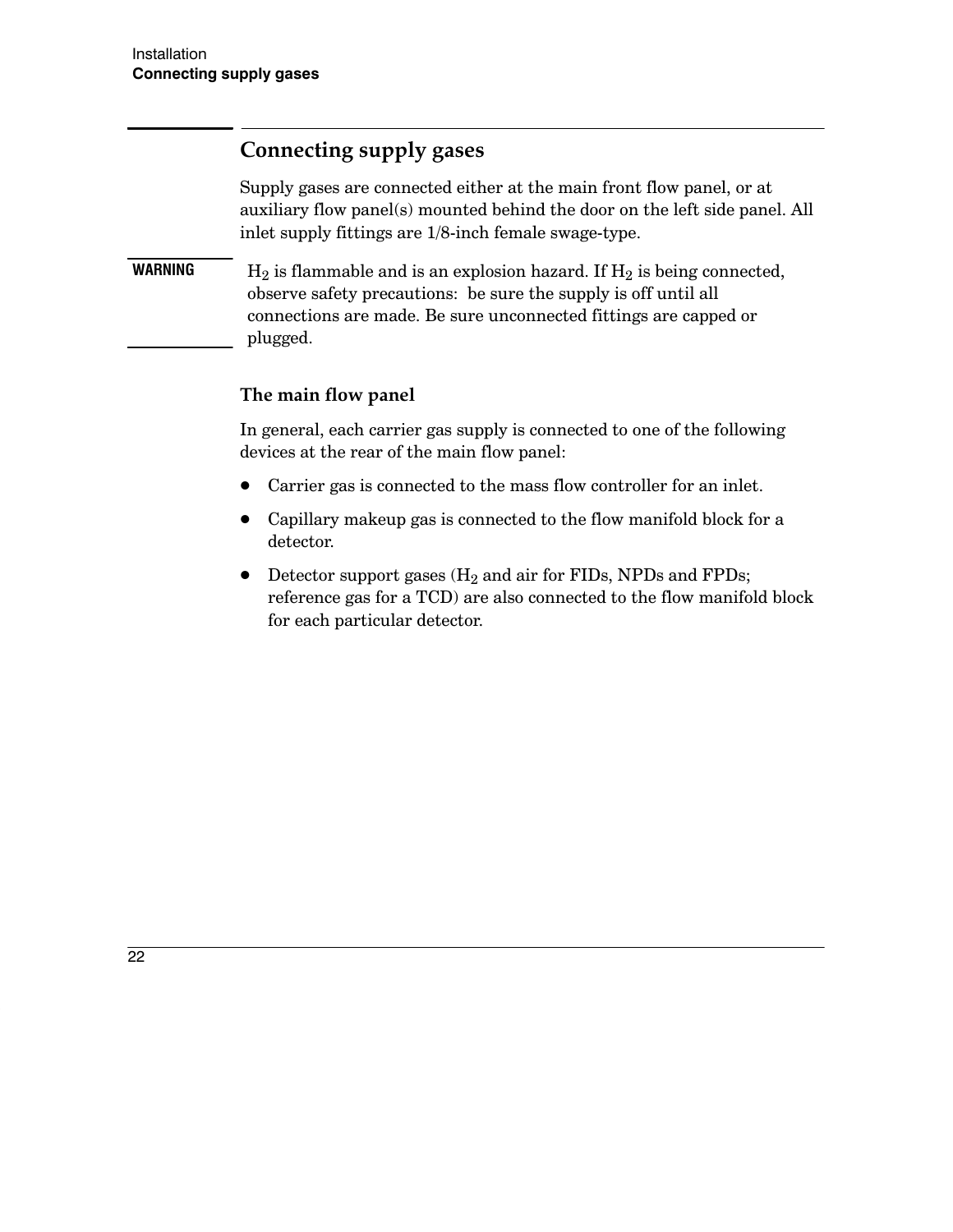## Connecting supply gases

Supply gases are connected either at the main front flow panel, or at auxiliary flow panel(s) mounted behind the door on the left side panel. All inlet supply fittings are 1/8-inch female swage-type.

**WARNING** $H_2$ is flammable and is an explosion hazard. If $H_2$ is being connected, observe safety precautions: be sure the supply is off until all connections are made. Be sure unconnected fittings are capped or plugged.

### The main flow panel

In general, each carrier gas supply is connected to one of the following devices at the rear of the main flow panel:

- Carrier gas is connected to the mass flow controller for an inlet.
- Capillary makeup gas is connected to the flow manifold block for a detector.
- Detector support gases ($H_2$ and air for FIDs, NPDs and FPDs; reference gas for a TCD) are also connected to the flow manifold block for each particular detector.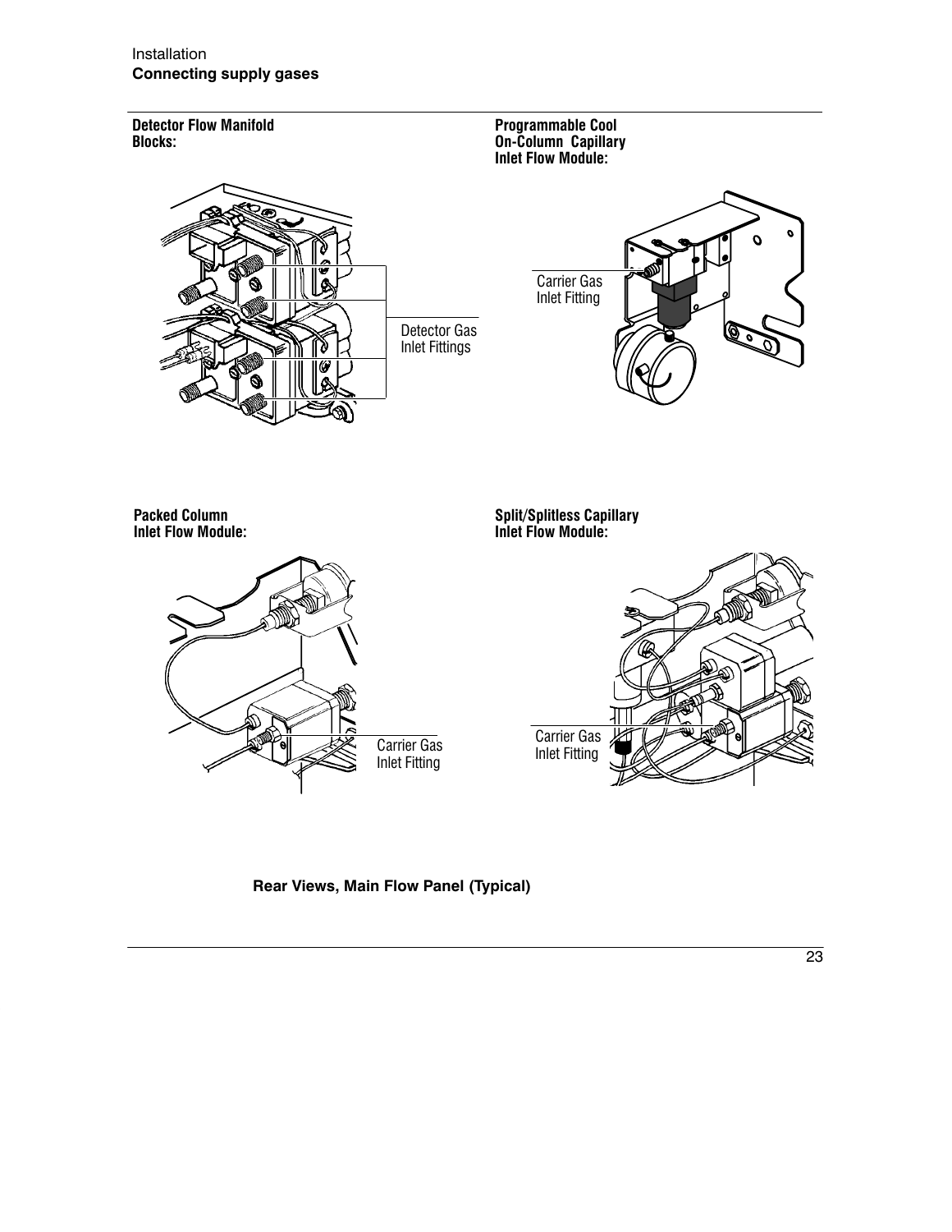**Detector Flow Manifold Blocks:**

Detector Gas Inlet Fittings

**Programmable Cool On-Column Capillary Inlet Flow Module:**

Carrier Gas Inlet Fitting

**Packed Column Inlet Flow Module:**

Carrier Gas Inlet Fitting

**Split/Splitless Capillary Inlet Flow Module:**

Carrier Gas Inlet Fitting

**Rear Views, Main Flow Panel (Typical)**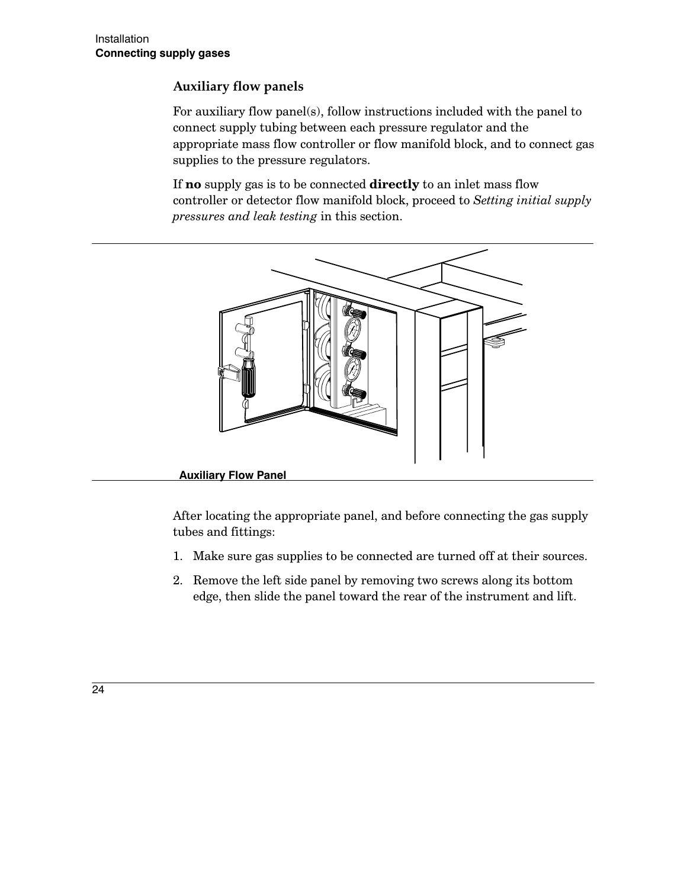### Auxiliary flow panels

For auxiliary flow panel(s), follow instructions included with the panel to connect supply tubing between each pressure regulator and the appropriate mass flow controller or flow manifold block, and to connect gas supplies to the pressure regulators.

If **no** supply gas is to be connected **directly** to an inlet mass flow controller or detector flow manifold block, proceed to *Setting initial supply pressures and leak testing* in this section.

**Auxiliary Flow Panel**

After locating the appropriate panel, and before connecting the gas supply tubes and fittings:

1. Make sure gas supplies to be connected are turned off at their sources.
2. Remove the left side panel by removing two screws along its bottom edge, then slide the panel toward the rear of the instrument and lift.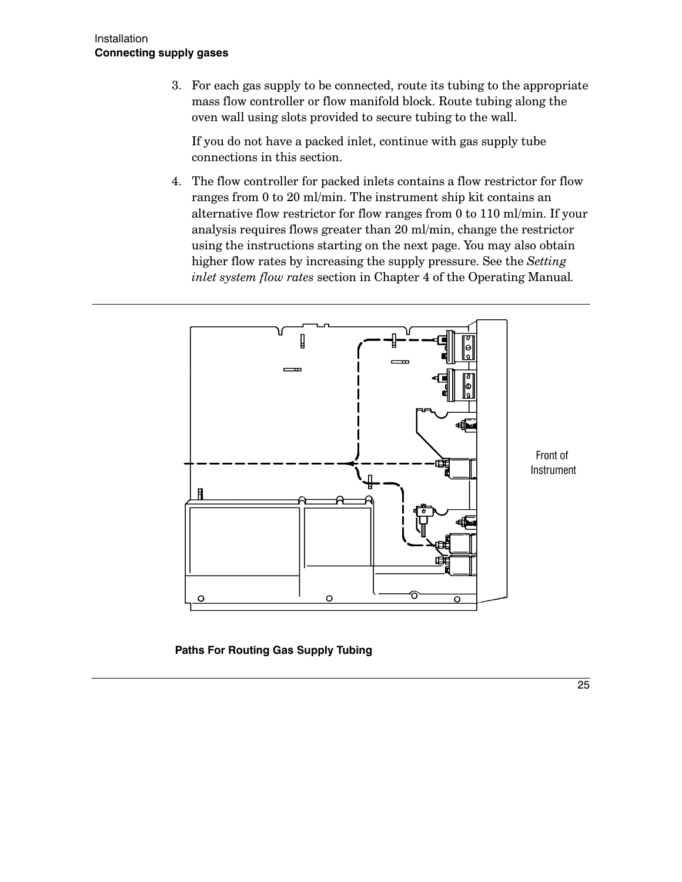3. For each gas supply to be connected, route its tubing to the appropriate mass flow controller or flow manifold block. Route tubing along the oven wall using slots provided to secure tubing to the wall.

   If you do not have a packed inlet, continue with gas supply tube connections in this section.

4. The flow controller for packed inlets contains a flow restrictor for flow ranges from 0 to 20 ml/min. The instrument ship kit contains an alternative flow restrictor for flow ranges from 0 to 110 ml/min. If your analysis requires flows greater than 20 ml/min, change the restrictor using the instructions starting on the next page. You may also obtain higher flow rates by increasing the supply pressure. See the *Setting inlet system flow rates* section in Chapter 4 of the Operating Manual.

Front of Instrument

**Paths For Routing Gas Supply Tubing**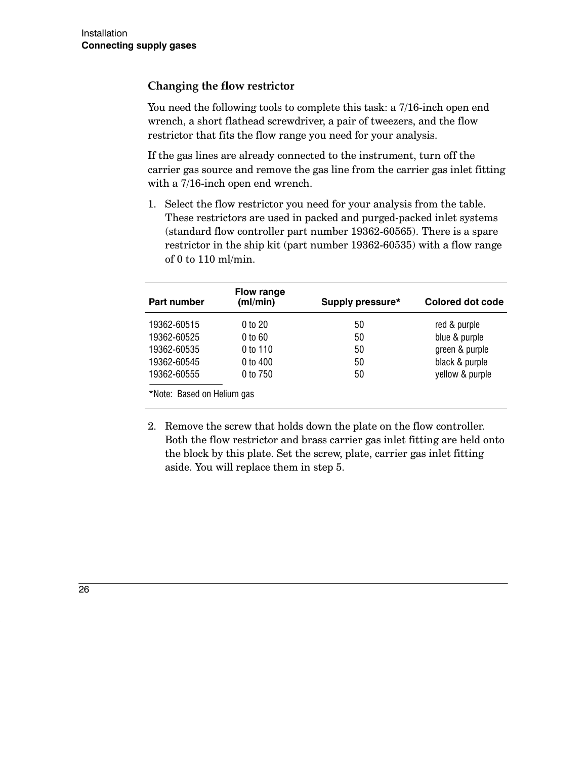### Changing the flow restrictor

You need the following tools to complete this task: a 7/16-inch open end wrench, a short flathead screwdriver, a pair of tweezers, and the flow restrictor that fits the flow range you need for your analysis.

If the gas lines are already connected to the instrument, turn off the carrier gas source and remove the gas line from the carrier gas inlet fitting with a 7/16-inch open end wrench.

1. Select the flow restrictor you need for your analysis from the table. These restrictors are used in packed and purged-packed inlet systems (standard flow controller part number 19362-60565). There is a spare restrictor in the ship kit (part number 19362-60535) with a flow range of 0 to 110 ml/min.

| Part number | Flow range (ml/min) | Supply pressure* | Colored dot code |
|---|---|---|---|
| 19362-60515 | 0 to 20 | 50 | red & purple |
| 19362-60525 | 0 to 60 | 50 | blue & purple |
| 19362-60535 | 0 to 110 | 50 | green & purple |
| 19362-60545 | 0 to 400 | 50 | black & purple |
| 19362-60555 | 0 to 750 | 50 | yellow & purple |

*Note: Based on Helium gas

2. Remove the screw that holds down the plate on the flow controller. Both the flow restrictor and brass carrier gas inlet fitting are held onto the block by this plate. Set the screw, plate, carrier gas inlet fitting aside. You will replace them in step 5.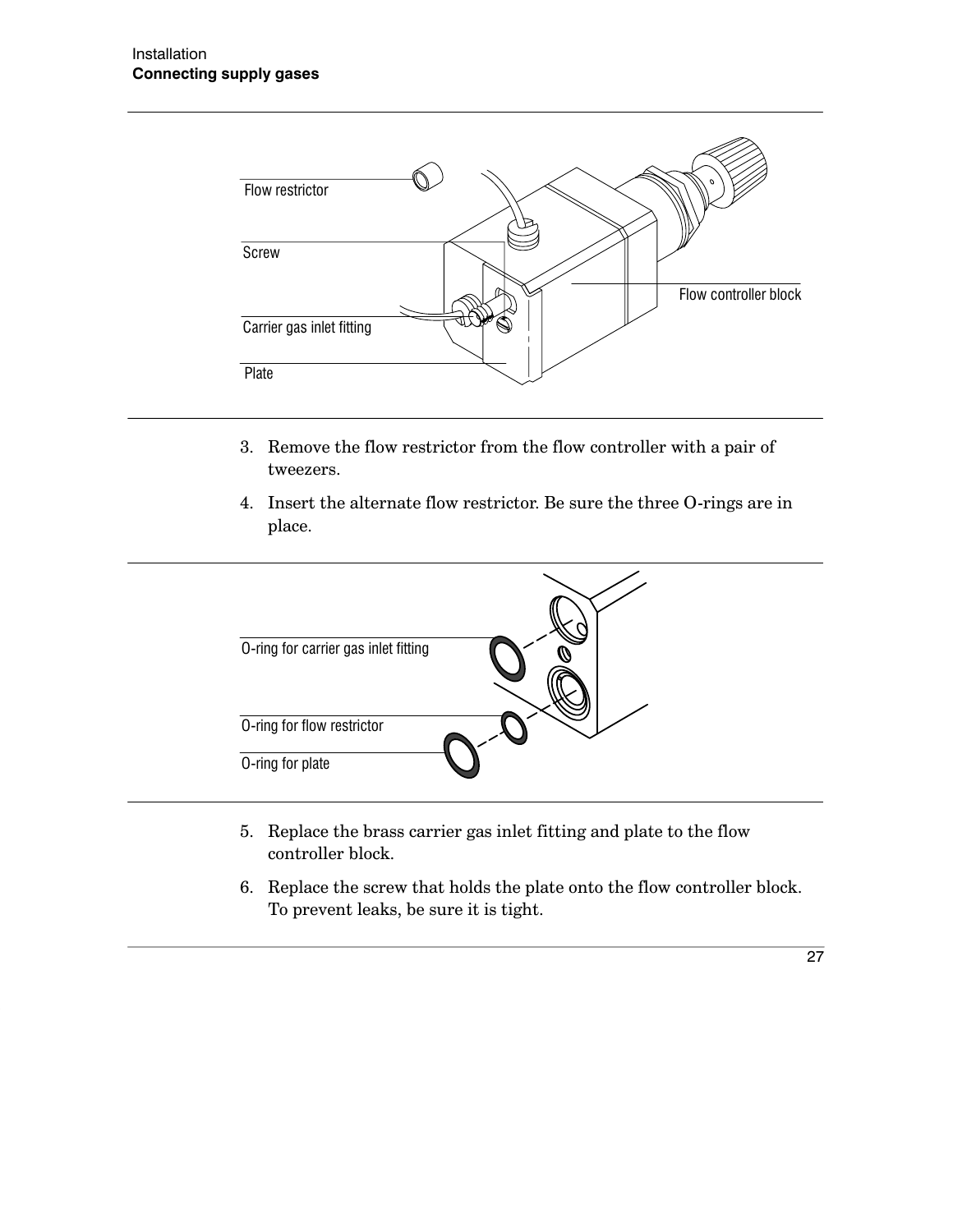3. Remove the flow restrictor from the flow controller with a pair of tweezers.
4. Insert the alternate flow restrictor. Be sure the three O-rings are in place.

5. Replace the brass carrier gas inlet fitting and plate to the flow controller block.
6. Replace the screw that holds the plate onto the flow controller block. To prevent leaks, be sure it is tight.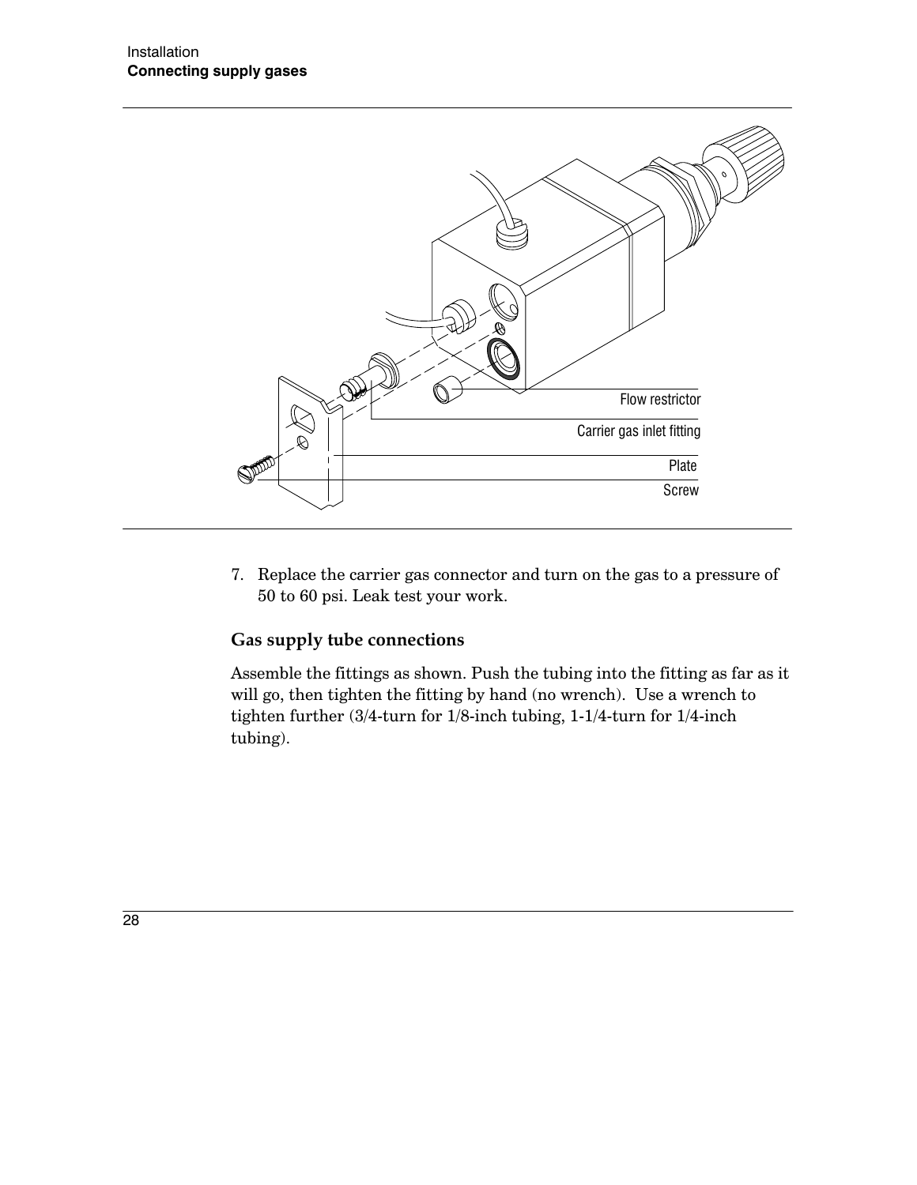Flow restrictor

Carrier gas inlet fitting

Plate

Screw

7. Replace the carrier gas connector and turn on the gas to a pressure of 50 to 60 psi. Leak test your work.

### Gas supply tube connections

Assemble the fittings as shown. Push the tubing into the fitting as far as it will go, then tighten the fitting by hand (no wrench). Use a wrench to tighten further (3/4-turn for 1/8-inch tubing, 1-1/4-turn for 1/4-inch tubing).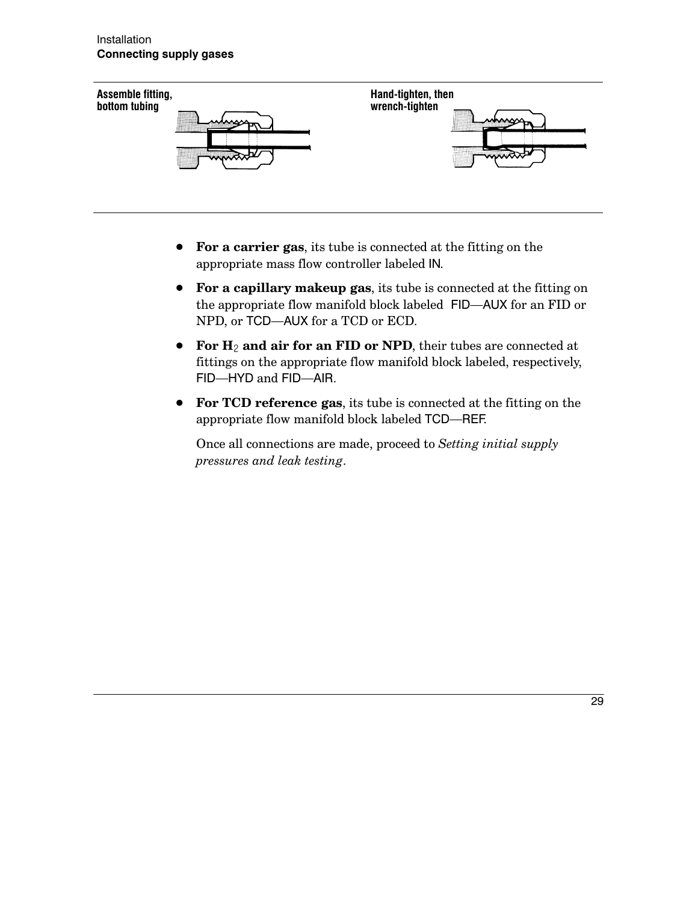Assemble fitting, bottom tubing

Hand-tighten, then wrench-tighten

- **For a carrier gas**, its tube is connected at the fitting on the appropriate mass flow controller labeled IN.
- **For a capillary makeup gas**, its tube is connected at the fitting on the appropriate flow manifold block labeled FID—AUX for an FID or NPD, or TCD—AUX for a TCD or ECD.
- **For $H_2$ and air for an FID or NPD**, their tubes are connected at fittings on the appropriate flow manifold block labeled, respectively, FID—HYD and FID—AIR.
- **For TCD reference gas**, its tube is connected at the fitting on the appropriate flow manifold block labeled TCD—REF.

  Once all connections are made, proceed to *Setting initial supply pressures and leak testing*.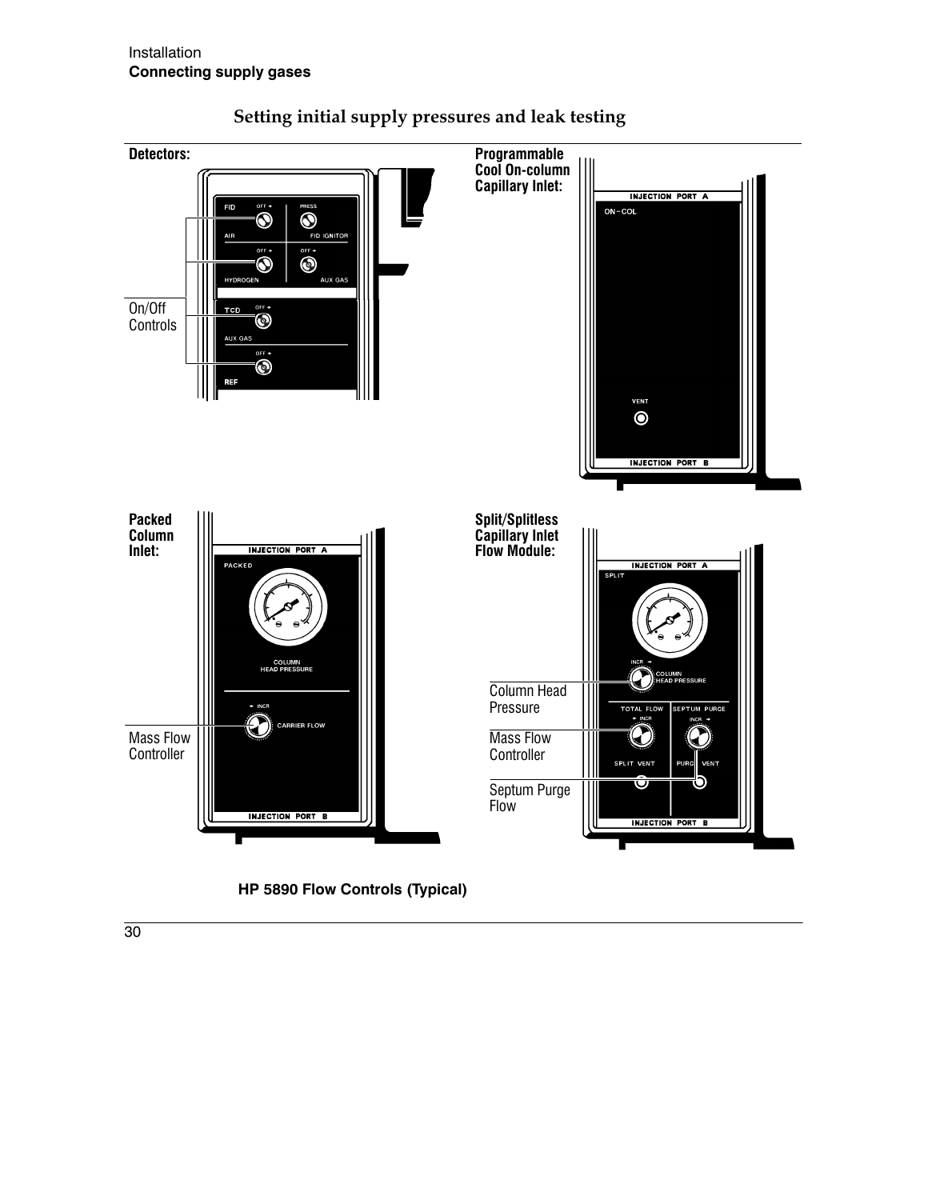## Setting initial supply pressures and leak testing

**Detectors:**

FID — OFF → AIR; PRESS FID IGNITOR; OFF → HYDROGEN; OFF → AUX GAS

TCD — OFF → AUX GAS; OFF → REF

On/Off Controls

**Programmable Cool On-column Capillary Inlet:**

INJECTION PORT A — ON-COL — VENT — INJECTION PORT B

**Packed Column Inlet:**

INJECTION PORT A — PACKED — COLUMN HEAD PRESSURE — ← INCR CARRIER FLOW — INJECTION PORT B

Mass Flow Controller

**Split/Splitless Capillary Inlet Flow Module:**

INJECTION PORT A — SPLIT — INCR → COLUMN HEAD PRESSURE — TOTAL FLOW ← INCR — SEPTUM PURGE INCR → — SPLIT VENT — PURGE VENT — INJECTION PORT B

Column Head Pressure

Mass Flow Controller

Septum Purge Flow

**HP 5890 Flow Controls (Typical)**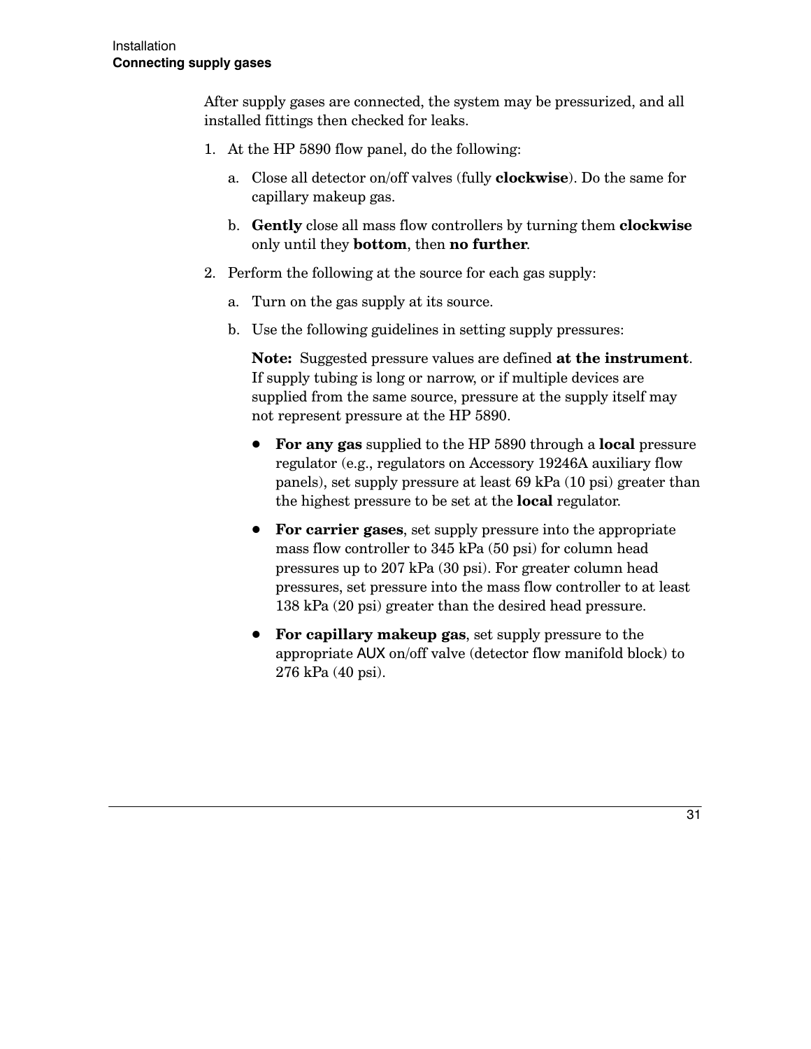After supply gases are connected, the system may be pressurized, and all installed fittings then checked for leaks.

1. At the HP 5890 flow panel, do the following:

   a. Close all detector on/off valves (fully **clockwise**). Do the same for capillary makeup gas.

   b. **Gently** close all mass flow controllers by turning them **clockwise** only until they **bottom**, then **no further**.

2. Perform the following at the source for each gas supply:

   a. Turn on the gas supply at its source.

   b. Use the following guidelines in setting supply pressures:

      **Note:** Suggested pressure values are defined **at the instrument**. If supply tubing is long or narrow, or if multiple devices are supplied from the same source, pressure at the supply itself may not represent pressure at the HP 5890.

      - **For any gas** supplied to the HP 5890 through a **local** pressure regulator (e.g., regulators on Accessory 19246A auxiliary flow panels), set supply pressure at least 69 kPa (10 psi) greater than the highest pressure to be set at the **local** regulator.

      - **For carrier gases**, set supply pressure into the appropriate mass flow controller to 345 kPa (50 psi) for column head pressures up to 207 kPa (30 psi). For greater column head pressures, set pressure into the mass flow controller to at least 138 kPa (20 psi) greater than the desired head pressure.

      - **For capillary makeup gas**, set supply pressure to the appropriate AUX on/off valve (detector flow manifold block) to 276 kPa (40 psi).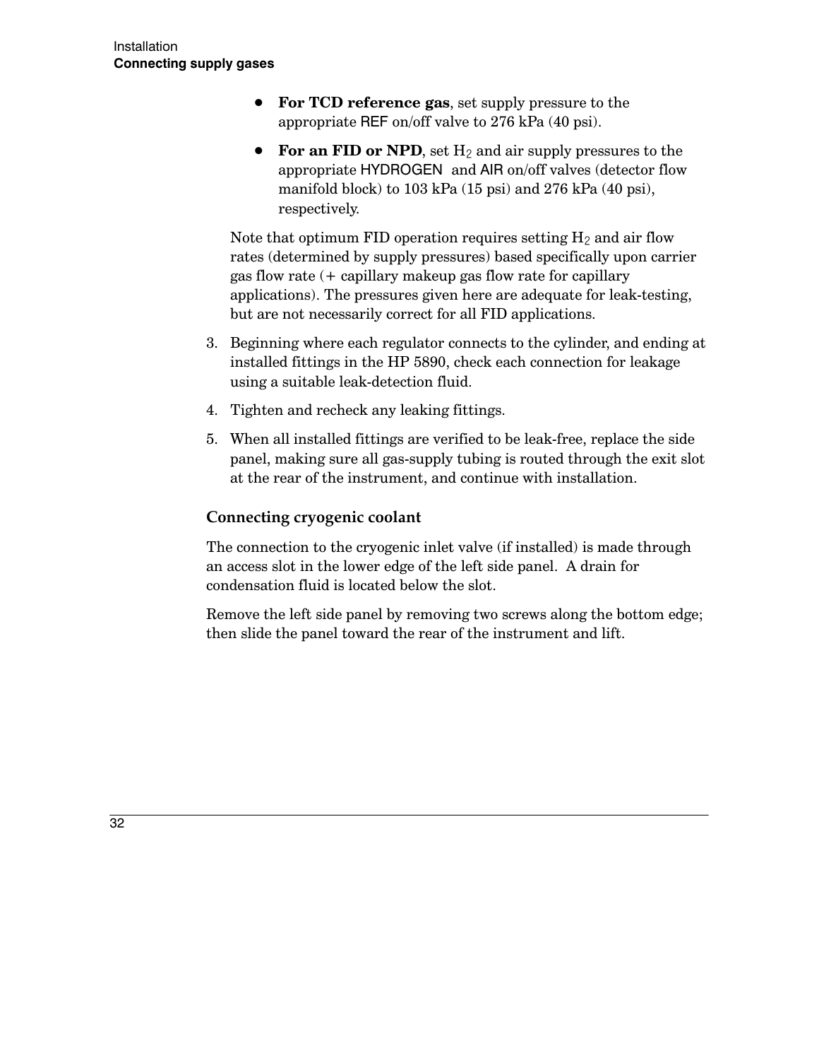- **For TCD reference gas**, set supply pressure to the appropriate REF on/off valve to 276 kPa (40 psi).
- **For an FID or NPD**, set $H_2$ and air supply pressures to the appropriate HYDROGEN and AIR on/off valves (detector flow manifold block) to 103 kPa (15 psi) and 276 kPa (40 psi), respectively.

Note that optimum FID operation requires setting $H_2$ and air flow rates (determined by supply pressures) based specifically upon carrier gas flow rate (+ capillary makeup gas flow rate for capillary applications). The pressures given here are adequate for leak-testing, but are not necessarily correct for all FID applications.

3. Beginning where each regulator connects to the cylinder, and ending at installed fittings in the HP 5890, check each connection for leakage using a suitable leak-detection fluid.
4. Tighten and recheck any leaking fittings.
5. When all installed fittings are verified to be leak-free, replace the side panel, making sure all gas-supply tubing is routed through the exit slot at the rear of the instrument, and continue with installation.

### Connecting cryogenic coolant

The connection to the cryogenic inlet valve (if installed) is made through an access slot in the lower edge of the left side panel. A drain for condensation fluid is located below the slot.

Remove the left side panel by removing two screws along the bottom edge; then slide the panel toward the rear of the instrument and lift.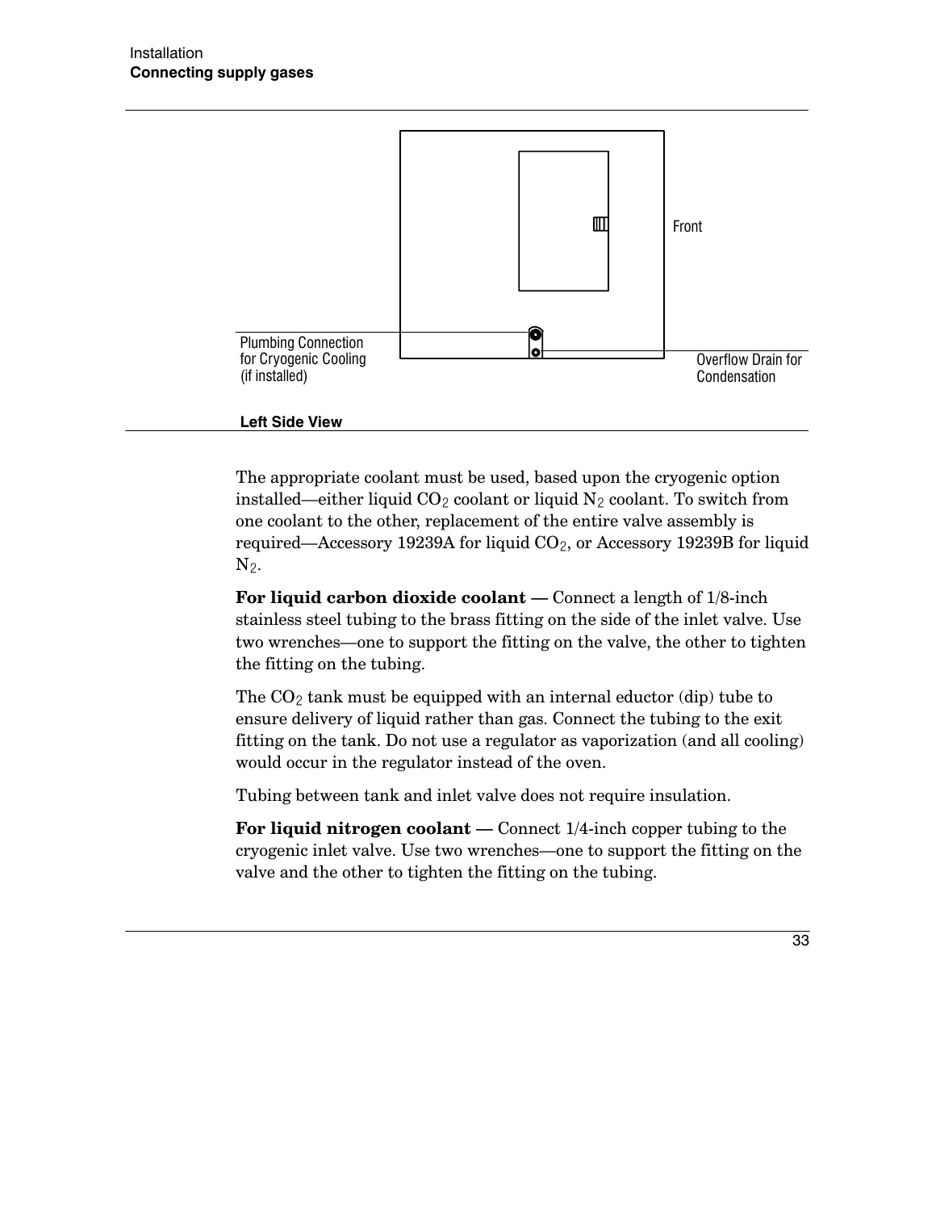Front

Plumbing Connection for Cryogenic Cooling (if installed)

Overflow Drain for Condensation

**Left Side View**

The appropriate coolant must be used, based upon the cryogenic option installed—either liquid $CO_2$ coolant or liquid $N_2$ coolant. To switch from one coolant to the other, replacement of the entire valve assembly is required—Accessory 19239A for liquid $CO_2$, or Accessory 19239B for liquid $N_2$.

**For liquid carbon dioxide coolant —** Connect a length of 1/8-inch stainless steel tubing to the brass fitting on the side of the inlet valve. Use two wrenches—one to support the fitting on the valve, the other to tighten the fitting on the tubing.

The $CO_2$ tank must be equipped with an internal eductor (dip) tube to ensure delivery of liquid rather than gas. Connect the tubing to the exit fitting on the tank. Do not use a regulator as vaporization (and all cooling) would occur in the regulator instead of the oven.

Tubing between tank and inlet valve does not require insulation.

**For liquid nitrogen coolant —** Connect 1/4-inch copper tubing to the cryogenic inlet valve. Use two wrenches—one to support the fitting on the valve and the other to tighten the fitting on the tubing.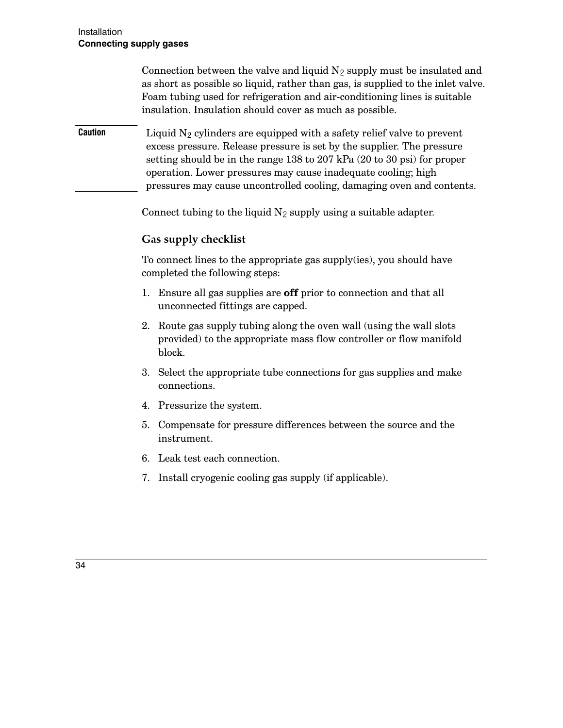Connection between the valve and liquid $N_2$ supply must be insulated and as short as possible so liquid, rather than gas, is supplied to the inlet valve. Foam tubing used for refrigeration and air-conditioning lines is suitable insulation. Insulation should cover as much as possible.

**Caution** Liquid $N_2$ cylinders are equipped with a safety relief valve to prevent excess pressure. Release pressure is set by the supplier. The pressure setting should be in the range 138 to 207 kPa (20 to 30 psi) for proper operation. Lower pressures may cause inadequate cooling; high pressures may cause uncontrolled cooling, damaging oven and contents.

Connect tubing to the liquid $N_2$ supply using a suitable adapter.

### Gas supply checklist

To connect lines to the appropriate gas supply(ies), you should have completed the following steps:

1. Ensure all gas supplies are **off** prior to connection and that all unconnected fittings are capped.
2. Route gas supply tubing along the oven wall (using the wall slots provided) to the appropriate mass flow controller or flow manifold block.
3. Select the appropriate tube connections for gas supplies and make connections.
4. Pressurize the system.
5. Compensate for pressure differences between the source and the instrument.
6. Leak test each connection.
7. Install cryogenic cooling gas supply (if applicable).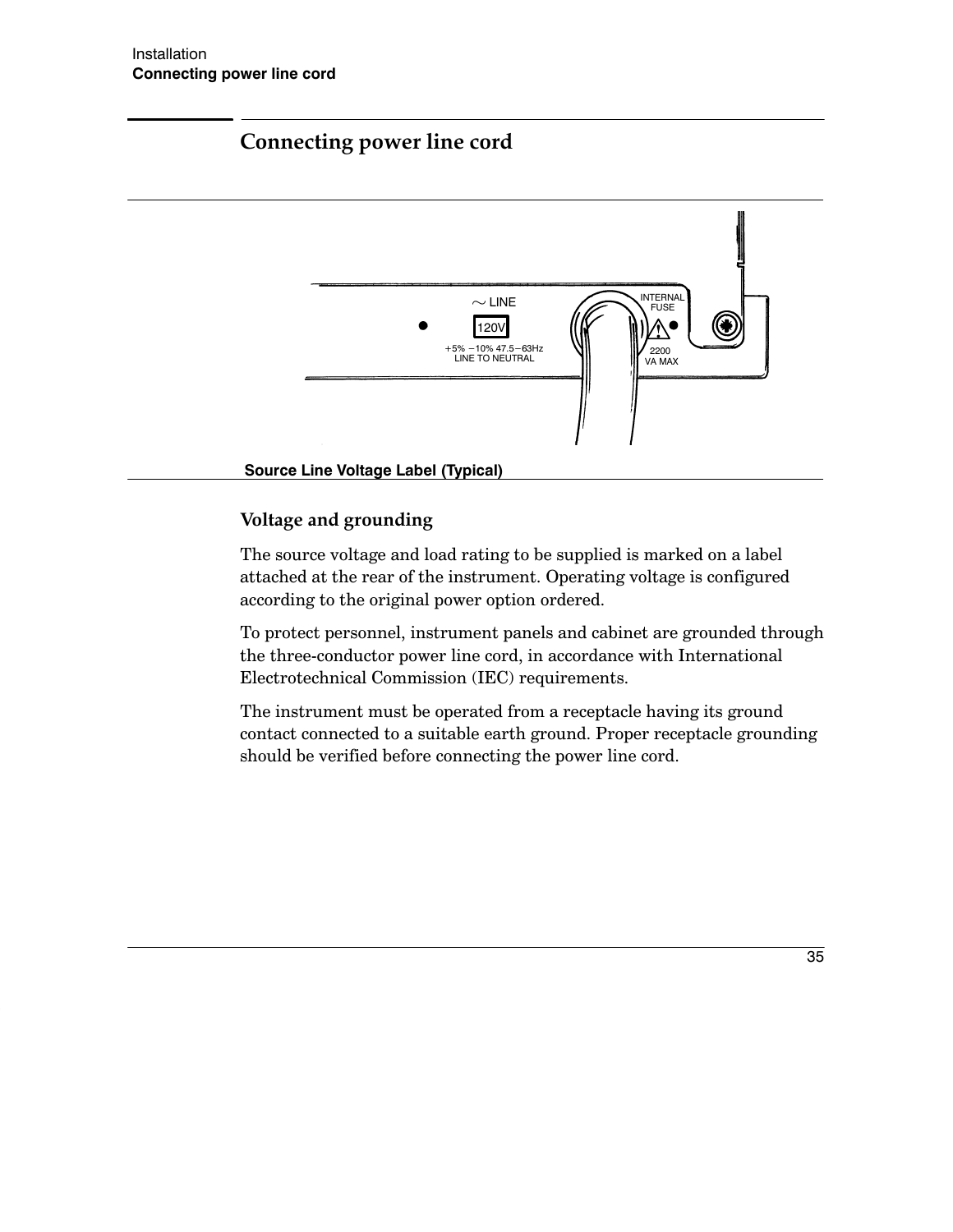## Connecting power line cord

Source Line Voltage Label (Typical)

### Voltage and grounding

The source voltage and load rating to be supplied is marked on a label attached at the rear of the instrument. Operating voltage is configured according to the original power option ordered.

To protect personnel, instrument panels and cabinet are grounded through the three-conductor power line cord, in accordance with International Electrotechnical Commission (IEC) requirements.

The instrument must be operated from a receptacle having its ground contact connected to a suitable earth ground. Proper receptacle grounding should be verified before connecting the power line cord.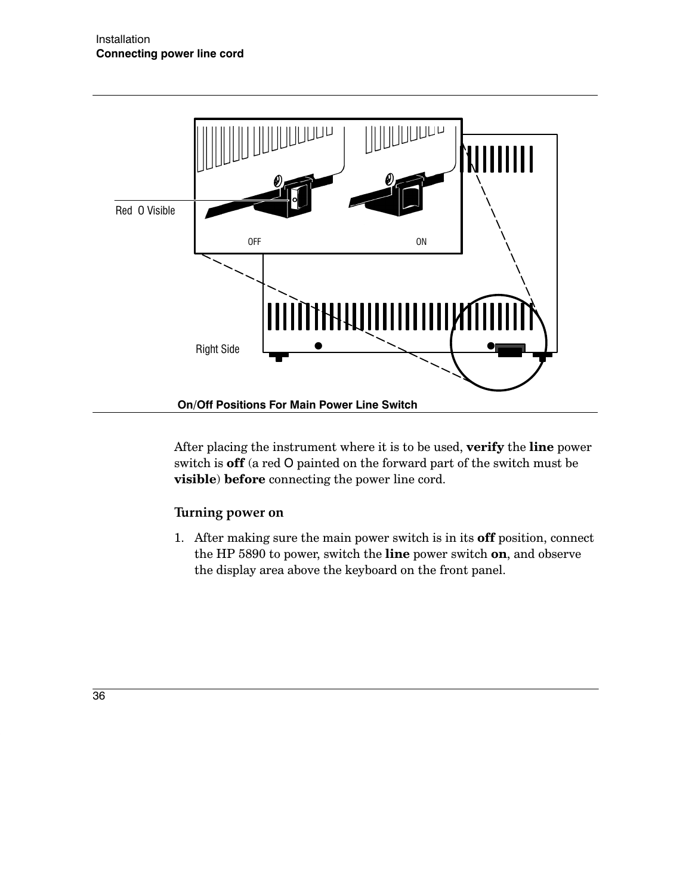Red O Visible

OFF

ON

Right Side

**On/Off Positions For Main Power Line Switch**

After placing the instrument where it is to be used, **verify** the **line** power switch is **off** (a red O painted on the forward part of the switch must be **visible**) **before** connecting the power line cord.

### Turning power on

1. After making sure the main power switch is in its **off** position, connect the HP 5890 to power, switch the **line** power switch **on**, and observe the display area above the keyboard on the front panel.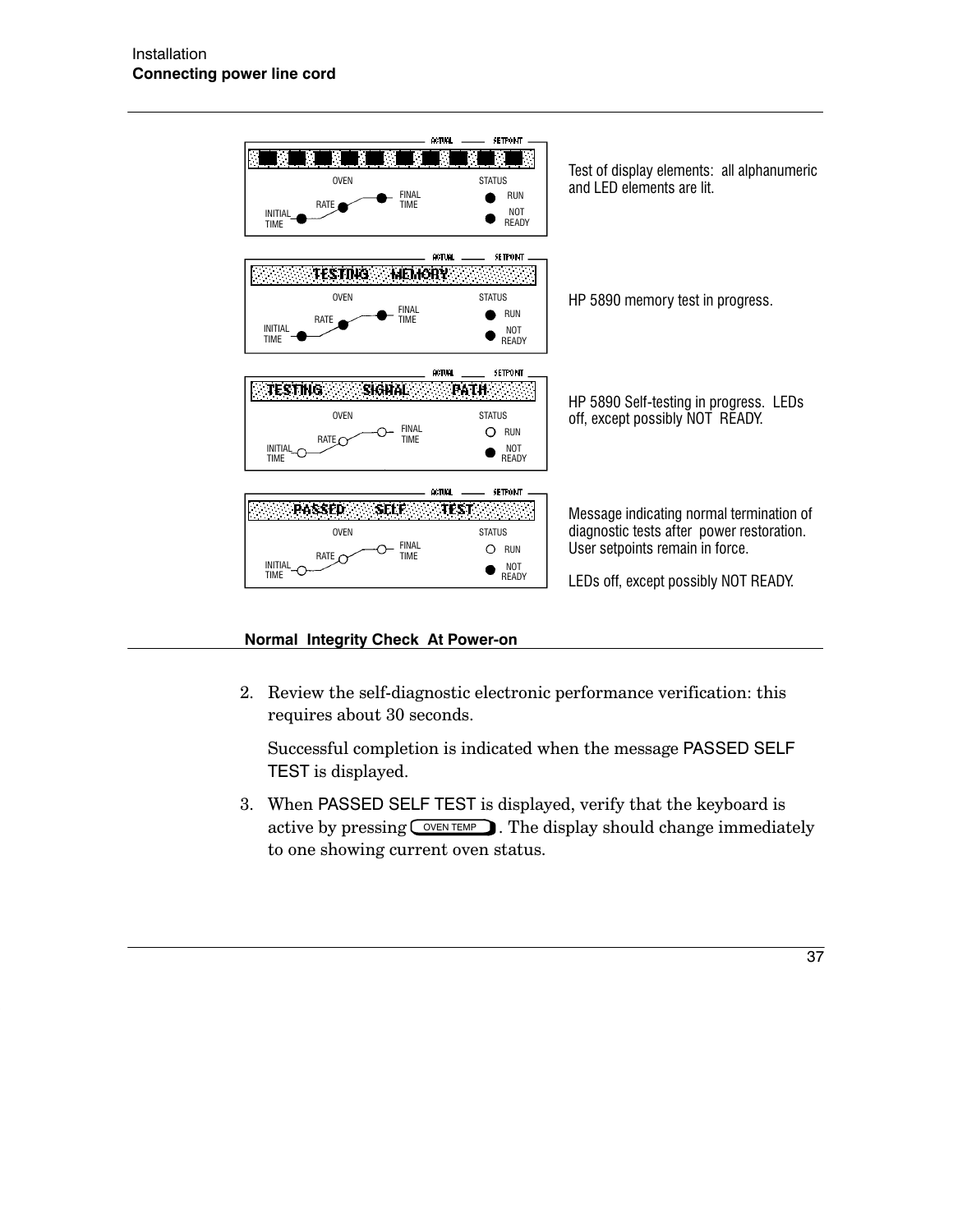Test of display elements: all alphanumeric and LED elements are lit.

HP 5890 memory test in progress.

HP 5890 Self-testing in progress. LEDs off, except possibly NOT READY.

Message indicating normal termination of diagnostic tests after power restoration. User setpoints remain in force.

LEDs off, except possibly NOT READY.

**Normal Integrity Check At Power-on**

2. Review the self-diagnostic electronic performance verification: this requires about 30 seconds.

   Successful completion is indicated when the message PASSED SELF TEST is displayed.

3. When PASSED SELF TEST is displayed, verify that the keyboard is active by pressing [OVEN TEMP]. The display should change immediately to one showing current oven status.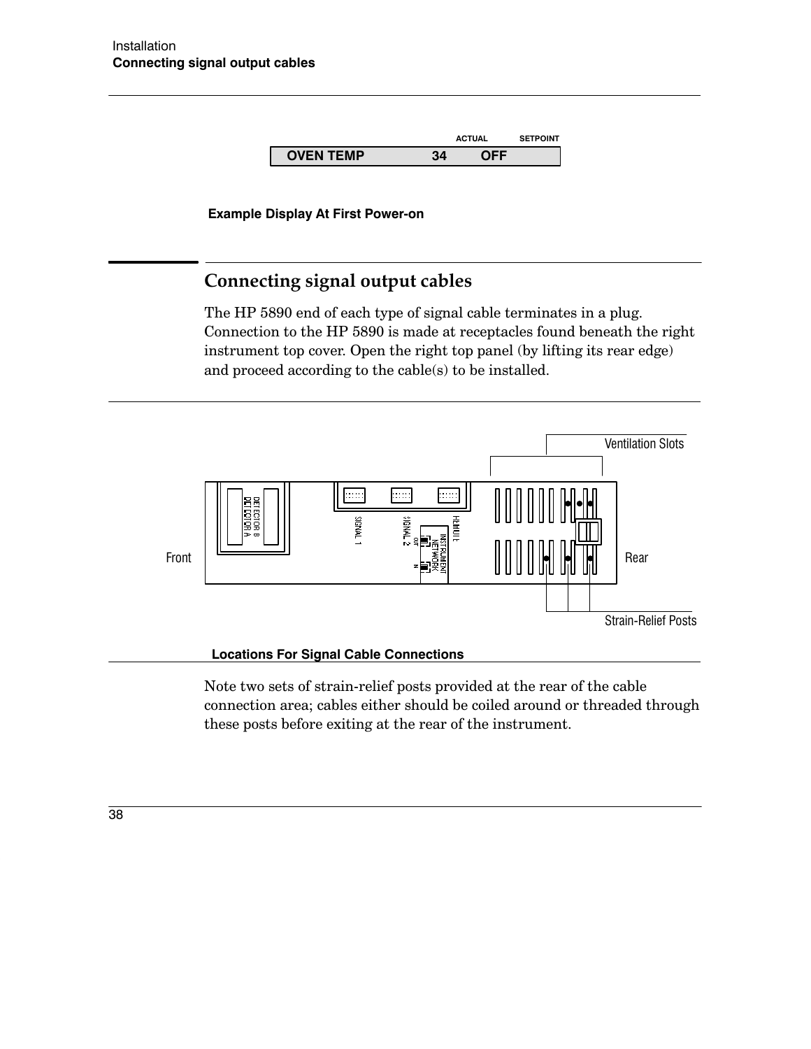| | ACTUAL | SETPOINT |
|---|---|---|
| OVEN TEMP | 34 | OFF |

**Example Display At First Power-on**

## Connecting signal output cables

The HP 5890 end of each type of signal cable terminates in a plug. Connection to the HP 5890 is made at receptacles found beneath the right instrument top cover. Open the right top panel (by lifting its rear edge) and proceed according to the cable(s) to be installed.

Ventilation Slots

Front

Rear

Strain-Relief Posts

**Locations For Signal Cable Connections**

Note two sets of strain-relief posts provided at the rear of the cable connection area; cables either should be coiled around or threaded through these posts before exiting at the rear of the instrument.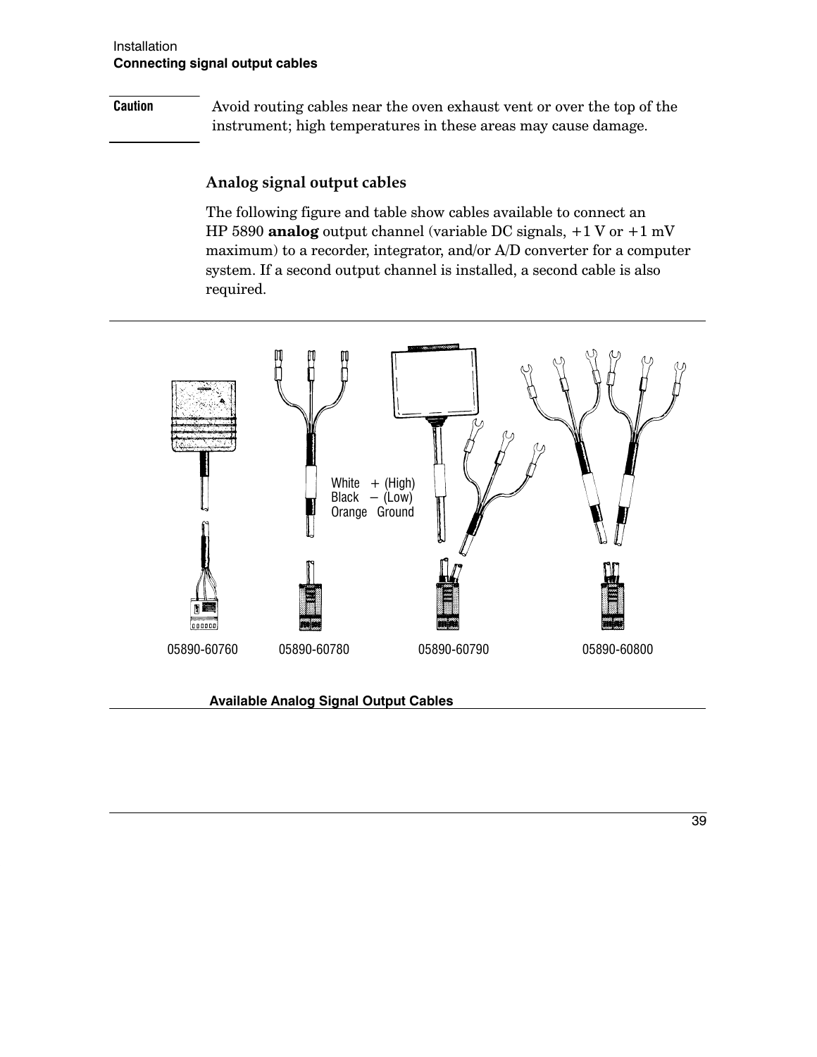**Caution** Avoid routing cables near the oven exhaust vent or over the top of the instrument; high temperatures in these areas may cause damage.

### Analog signal output cables

The following figure and table show cables available to connect an HP 5890 **analog** output channel (variable DC signals, +1 V or +1 mV maximum) to a recorder, integrator, and/or A/D converter for a computer system. If a second output channel is installed, a second cable is also required.

White + (High)
Black – (Low)
Orange Ground

05890-60760 05890-60780 05890-60790 05890-60800

**Available Analog Signal Output Cables**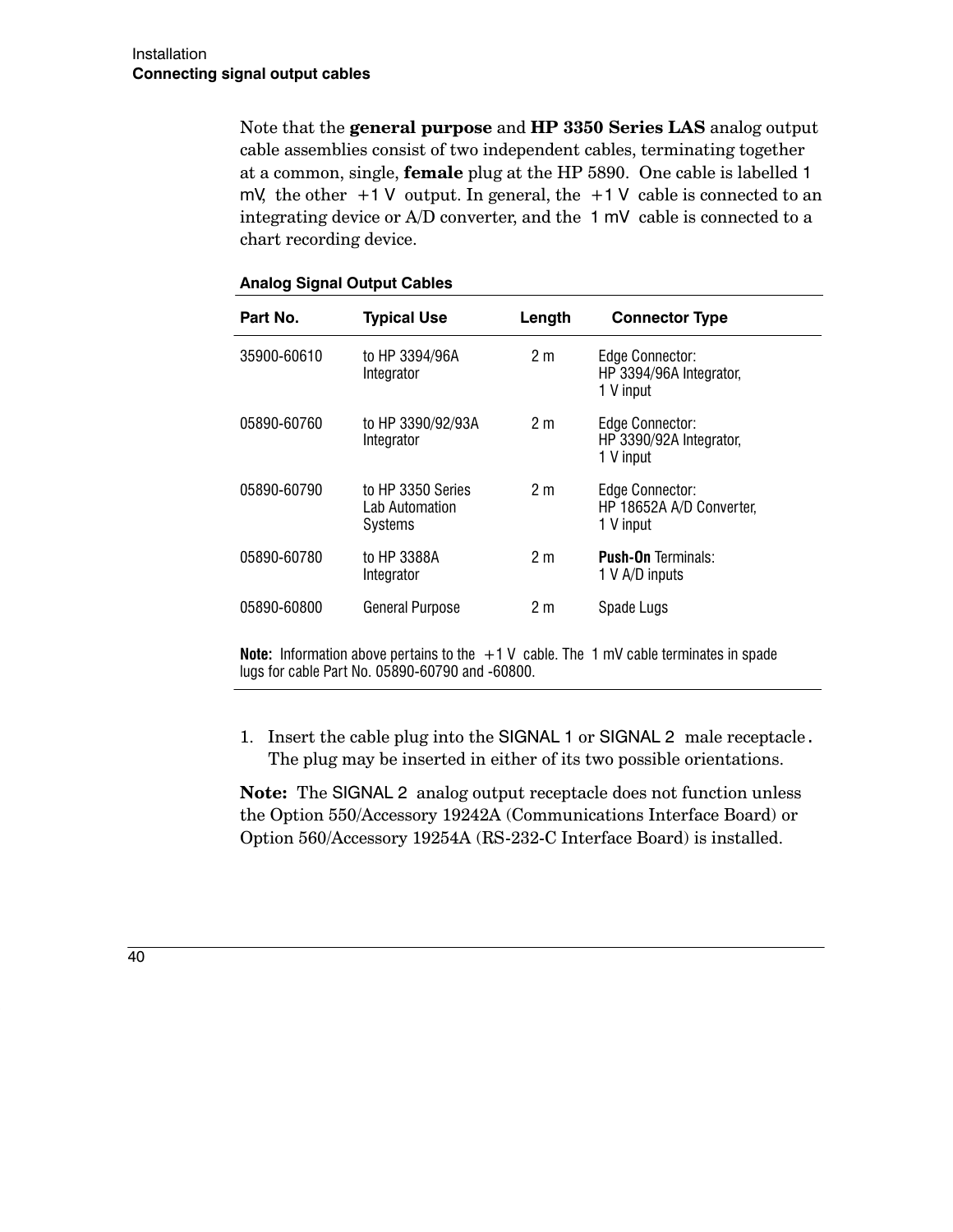Note that the **general purpose** and **HP 3350 Series LAS** analog output cable assemblies consist of two independent cables, terminating together at a common, single, **female** plug at the HP 5890. One cable is labelled 1 mV, the other +1 V output. In general, the +1 V cable is connected to an integrating device or A/D converter, and the 1 mV cable is connected to a chart recording device.

**Analog Signal Output Cables**

| Part No. | Typical Use | Length | Connector Type |
|---|---|---|---|
| 35900-60610 | to HP 3394/96A Integrator | 2 m | Edge Connector: HP 3394/96A Integrator, 1 V input |
| 05890-60760 | to HP 3390/92/93A Integrator | 2 m | Edge Connector: HP 3390/92A Integrator, 1 V input |
| 05890-60790 | to HP 3350 Series Lab Automation Systems | 2 m | Edge Connector: HP 18652A A/D Converter, 1 V input |
| 05890-60780 | to HP 3388A Integrator | 2 m | **Push-On** Terminals: 1 V A/D inputs |
| 05890-60800 | General Purpose | 2 m | Spade Lugs |

**Note:** Information above pertains to the +1 V cable. The 1 mV cable terminates in spade lugs for cable Part No. 05890-60790 and -60800.

1. Insert the cable plug into the SIGNAL 1 or SIGNAL 2 male receptacle. The plug may be inserted in either of its two possible orientations.

**Note:** The SIGNAL 2 analog output receptacle does not function unless the Option 550/Accessory 19242A (Communications Interface Board) or Option 560/Accessory 19254A (RS-232-C Interface Board) is installed.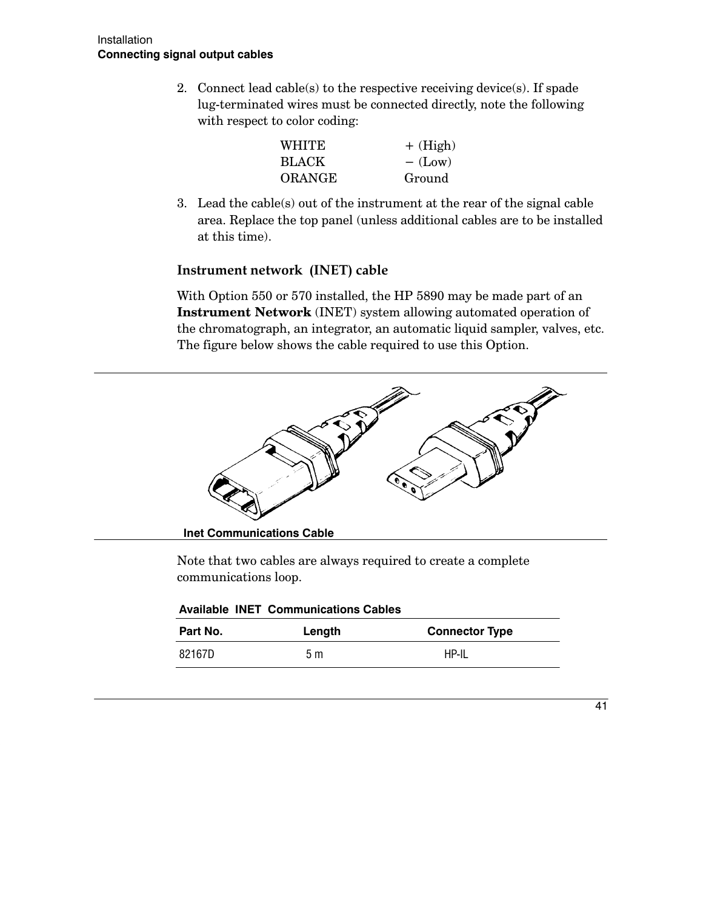2. Connect lead cable(s) to the respective receiving device(s). If spade lug-terminated wires must be connected directly, note the following with respect to color coding:

   | | |
   |---|---|
   | WHITE | + (High) |
   | BLACK | − (Low) |
   | ORANGE | Ground |

3. Lead the cable(s) out of the instrument at the rear of the signal cable area. Replace the top panel (unless additional cables are to be installed at this time).

### Instrument network (INET) cable

With Option 550 or 570 installed, the HP 5890 may be made part of an **Instrument Network** (INET) system allowing automated operation of the chromatograph, an integrator, an automatic liquid sampler, valves, etc. The figure below shows the cable required to use this Option.

**Inet Communications Cable**

Note that two cables are always required to create a complete communications loop.

**Available INET Communications Cables**

| Part No. | Length | Connector Type |
|---|---|---|
| 82167D | 5 m | HP-IL |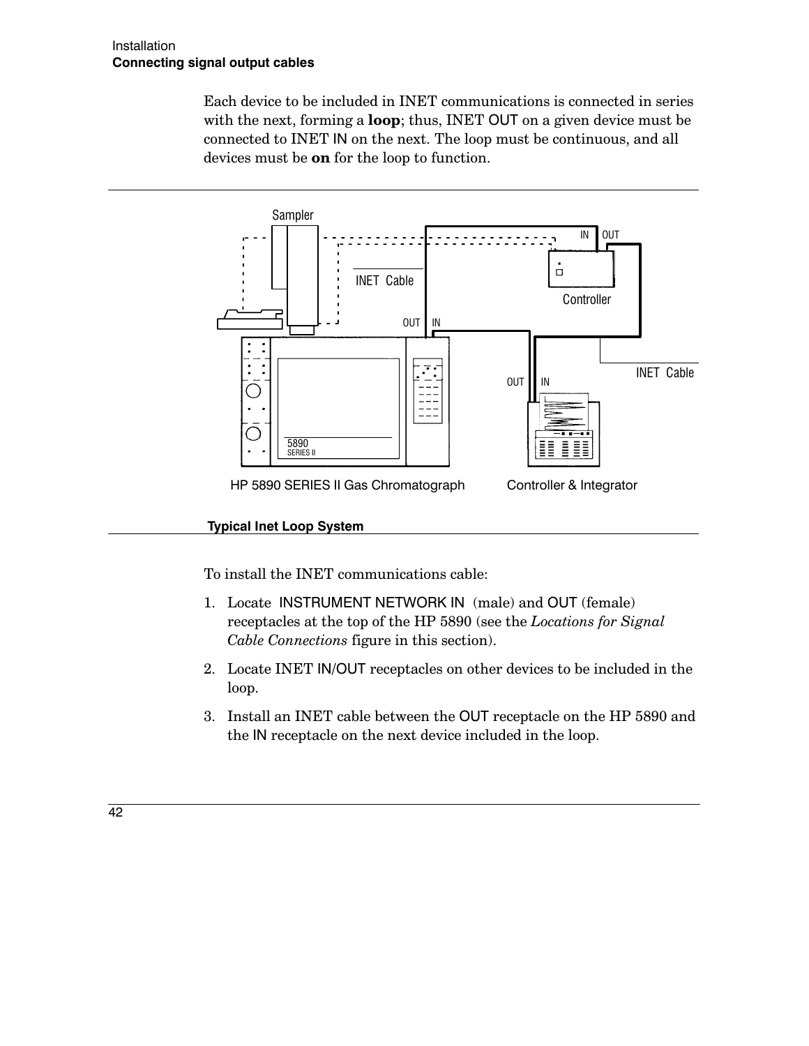Each device to be included in INET communications is connected in series with the next, forming a **loop**; thus, INET OUT on a given device must be connected to INET IN on the next. The loop must be continuous, and all devices must be **on** for the loop to function.

**Typical Inet Loop System**

To install the INET communications cable:

1. Locate INSTRUMENT NETWORK IN (male) and OUT (female) receptacles at the top of the HP 5890 (see the *Locations for Signal Cable Connections* figure in this section).
2. Locate INET IN/OUT receptacles on other devices to be included in the loop.
3. Install an INET cable between the OUT receptacle on the HP 5890 and the IN receptacle on the next device included in the loop.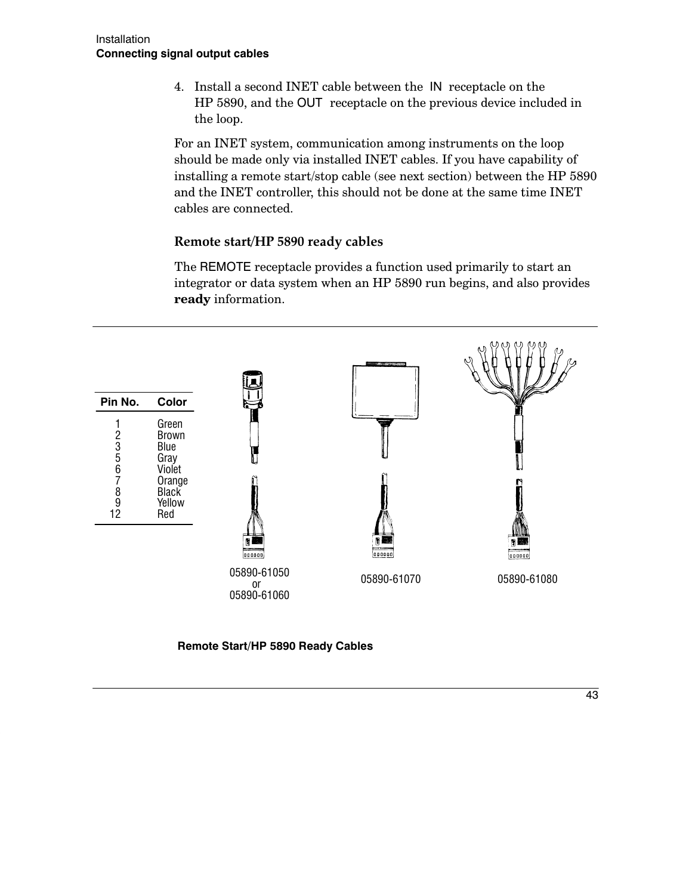4. Install a second INET cable between the IN receptacle on the HP 5890, and the OUT receptacle on the previous device included in the loop.

For an INET system, communication among instruments on the loop should be made only via installed INET cables. If you have capability of installing a remote start/stop cable (see next section) between the HP 5890 and the INET controller, this should not be done at the same time INET cables are connected.

### Remote start/HP 5890 ready cables

The REMOTE receptacle provides a function used primarily to start an integrator or data system when an HP 5890 run begins, and also provides **ready** information.

| Pin No. | Color |
|---|---|
| 1 | Green |
| 2 | Brown |
| 3 | Blue |
| 5 | Gray |
| 6 | Violet |
| 7 | Orange |
| 8 | Black |
| 9 | Yellow |
| 12 | Red |

05890-61050 or 05890-61060

05890-61070

05890-61080

**Remote Start/HP 5890 Ready Cables**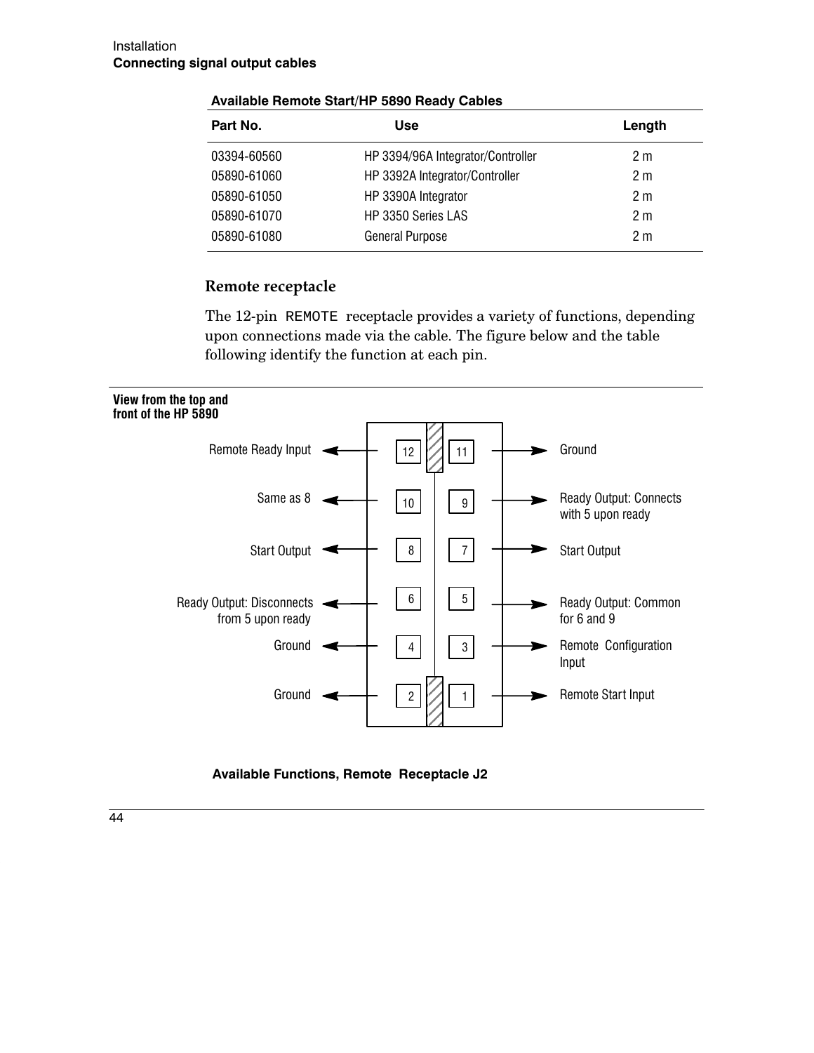**Available Remote Start/HP 5890 Ready Cables**

| Part No. | Use | Length |
| --- | --- | --- |
| 03394-60560 | HP 3394/96A Integrator/Controller | 2 m |
| 05890-61060 | HP 3392A Integrator/Controller | 2 m |
| 05890-61050 | HP 3390A Integrator | 2 m |
| 05890-61070 | HP 3350 Series LAS | 2 m |
| 05890-61080 | General Purpose | 2 m |

### Remote receptacle

The 12-pin REMOTE receptacle provides a variety of functions, depending upon connections made via the cable. The figure below and the table following identify the function at each pin.

**View from the top and front of the HP 5890**

| Function | Pin | Pin | Function |
| --- | --- | --- | --- |
| Remote Ready Input | 12 | 11 | Ground |
| Same as 8 | 10 | 9 | Ready Output: Connects with 5 upon ready |
| Start Output | 8 | 7 | Start Output |
| Ready Output: Disconnects from 5 upon ready | 6 | 5 | Ready Output: Common for 6 and 9 |
| Ground | 4 | 3 | Remote Configuration Input |
| Ground | 2 | 1 | Remote Start Input |

**Available Functions, Remote Receptacle J2**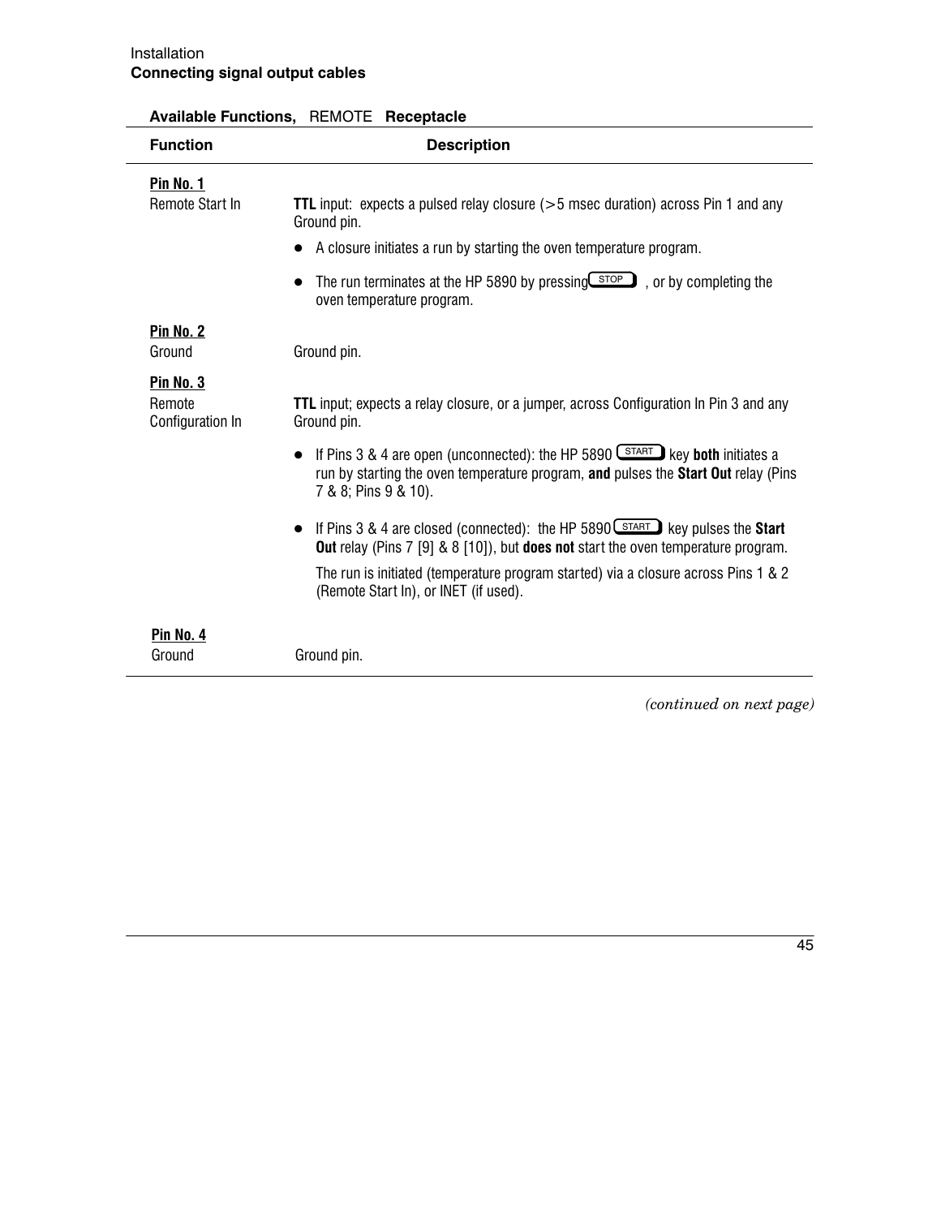**Available Functions,** REMOTE **Receptacle**

| Function | Description |
|---|---|
| **Pin No. 1**<br>Remote Start In | **TTL** input: expects a pulsed relay closure (>5 msec duration) across Pin 1 and any Ground pin.<br>• A closure initiates a run by starting the oven temperature program.<br>• The run terminates at the HP 5890 by pressing STOP, or by completing the oven temperature program. |
| **Pin No. 2**<br>Ground | Ground pin. |
| **Pin No. 3**<br>Remote Configuration In | **TTL** input; expects a relay closure, or a jumper, across Configuration In Pin 3 and any Ground pin.<br>• If Pins 3 & 4 are open (unconnected): the HP 5890 START key **both** initiates a run by starting the oven temperature program, **and** pulses the **Start Out** relay (Pins 7 & 8; Pins 9 & 10).<br>• If Pins 3 & 4 are closed (connected): the HP 5890 START key pulses the **Start Out** relay (Pins 7 [9] & 8 [10]), but **does not** start the oven temperature program.<br>The run is initiated (temperature program started) via a closure across Pins 1 & 2 (Remote Start In), or INET (if used). |
| **Pin No. 4**<br>Ground | Ground pin. |

*(continued on next page)*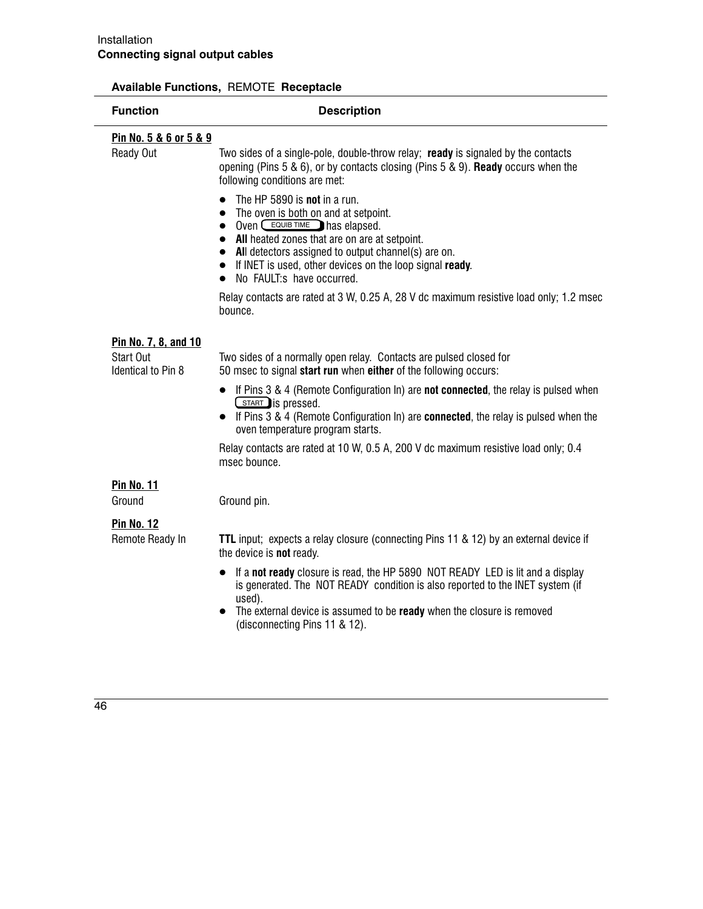**Available Functions,** REMOTE **Receptacle**

| Function | Description |
|---|---|
| **Pin No. 5 & 6 or 5 & 9**<br>Ready Out | Two sides of a single-pole, double-throw relay; **ready** is signaled by the contacts opening (Pins 5 & 6), or by contacts closing (Pins 5 & 9). **Ready** occurs when the following conditions are met:<br>• The HP 5890 is **not** in a run.<br>• The oven is both on and at setpoint.<br>• Oven EQUIB TIME has elapsed.<br>• **All** heated zones that are on are at setpoint.<br>• **All** detectors assigned to output channel(s) are on.<br>• If INET is used, other devices on the loop signal **ready**.<br>• No FAULT:s have occurred.<br>Relay contacts are rated at 3 W, 0.25 A, 28 V dc maximum resistive load only; 1.2 msec bounce. |
| **Pin No. 7, 8, and 10**<br>Start Out<br>Identical to Pin 8 | Two sides of a normally open relay. Contacts are pulsed closed for 50 msec to signal **start run** when **either** of the following occurs:<br>• If Pins 3 & 4 (Remote Configuration In) are **not connected**, the relay is pulsed when START is pressed.<br>• If Pins 3 & 4 (Remote Configuration In) are **connected**, the relay is pulsed when the oven temperature program starts.<br>Relay contacts are rated at 10 W, 0.5 A, 200 V dc maximum resistive load only; 0.4 msec bounce. |
| **Pin No. 11**<br>Ground | Ground pin. |
| **Pin No. 12**<br>Remote Ready In | **TTL** input; expects a relay closure (connecting Pins 11 & 12) by an external device if the device is **not** ready.<br>• If a **not ready** closure is read, the HP 5890 NOT READY LED is lit and a display is generated. The NOT READY condition is also reported to the INET system (if used).<br>• The external device is assumed to be **ready** when the closure is removed (disconnecting Pins 11 & 12). |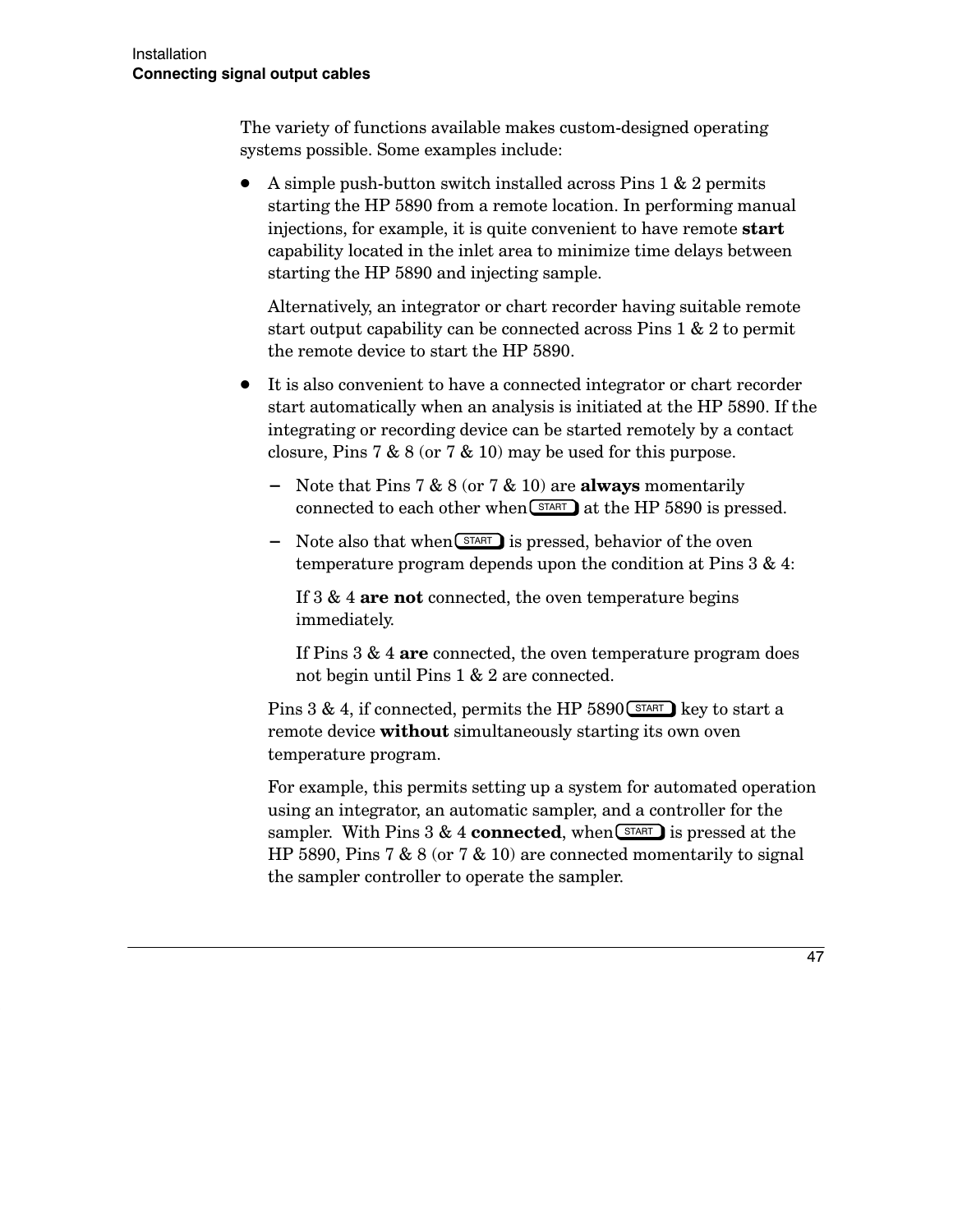The variety of functions available makes custom-designed operating systems possible. Some examples include:

- A simple push-button switch installed across Pins 1 & 2 permits starting the HP 5890 from a remote location. In performing manual injections, for example, it is quite convenient to have remote **start** capability located in the inlet area to minimize time delays between starting the HP 5890 and injecting sample.

  Alternatively, an integrator or chart recorder having suitable remote start output capability can be connected across Pins 1 & 2 to permit the remote device to start the HP 5890.

- It is also convenient to have a connected integrator or chart recorder start automatically when an analysis is initiated at the HP 5890. If the integrating or recording device can be started remotely by a contact closure, Pins 7 & 8 (or 7 & 10) may be used for this purpose.

  - Note that Pins 7 & 8 (or 7 & 10) are **always** momentarily connected to each other when [START] at the HP 5890 is pressed.

  - Note also that when [START] is pressed, behavior of the oven temperature program depends upon the condition at Pins 3 & 4:

    If 3 & 4 **are not** connected, the oven temperature begins immediately.

    If Pins 3 & 4 **are** connected, the oven temperature program does not begin until Pins 1 & 2 are connected.

  Pins 3 & 4, if connected, permits the HP 5890 [START] key to start a remote device **without** simultaneously starting its own oven temperature program.

  For example, this permits setting up a system for automated operation using an integrator, an automatic sampler, and a controller for the sampler. With Pins 3 & 4 **connected**, when [START] is pressed at the HP 5890, Pins 7 & 8 (or 7 & 10) are connected momentarily to signal the sampler controller to operate the sampler.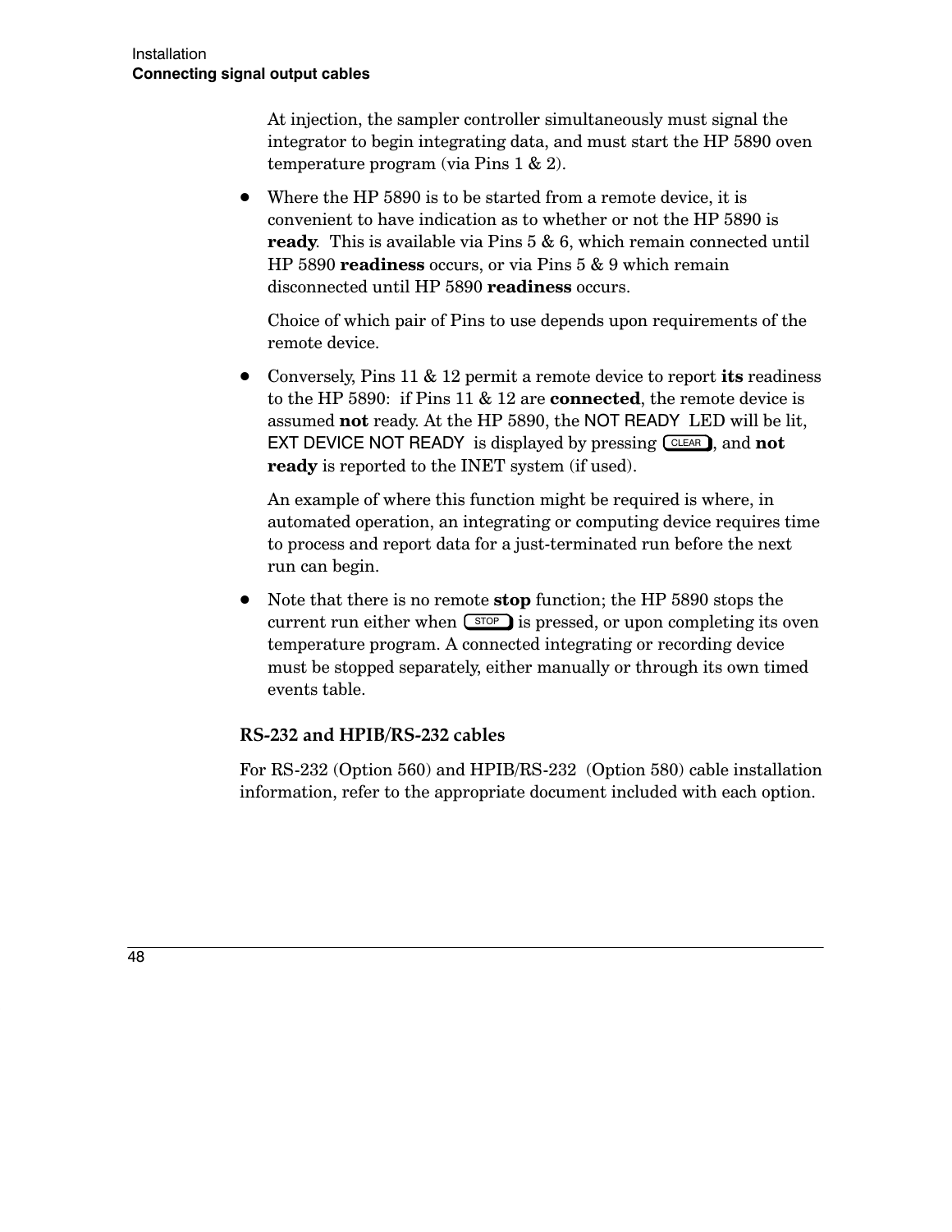At injection, the sampler controller simultaneously must signal the integrator to begin integrating data, and must start the HP 5890 oven temperature program (via Pins 1 & 2).

- Where the HP 5890 is to be started from a remote device, it is convenient to have indication as to whether or not the HP 5890 is **ready**. This is available via Pins 5 & 6, which remain connected until HP 5890 **readiness** occurs, or via Pins 5 & 9 which remain disconnected until HP 5890 **readiness** occurs.

  Choice of which pair of Pins to use depends upon requirements of the remote device.

- Conversely, Pins 11 & 12 permit a remote device to report **its** readiness to the HP 5890: if Pins 11 & 12 are **connected**, the remote device is assumed **not** ready. At the HP 5890, the NOT READY LED will be lit, EXT DEVICE NOT READY is displayed by pressing [CLEAR], and **not ready** is reported to the INET system (if used).

  An example of where this function might be required is where, in automated operation, an integrating or computing device requires time to process and report data for a just-terminated run before the next run can begin.

- Note that there is no remote **stop** function; the HP 5890 stops the current run either when [STOP] is pressed, or upon completing its oven temperature program. A connected integrating or recording device must be stopped separately, either manually or through its own timed events table.

### RS-232 and HPIB/RS-232 cables

For RS-232 (Option 560) and HPIB/RS-232 (Option 580) cable installation information, refer to the appropriate document included with each option.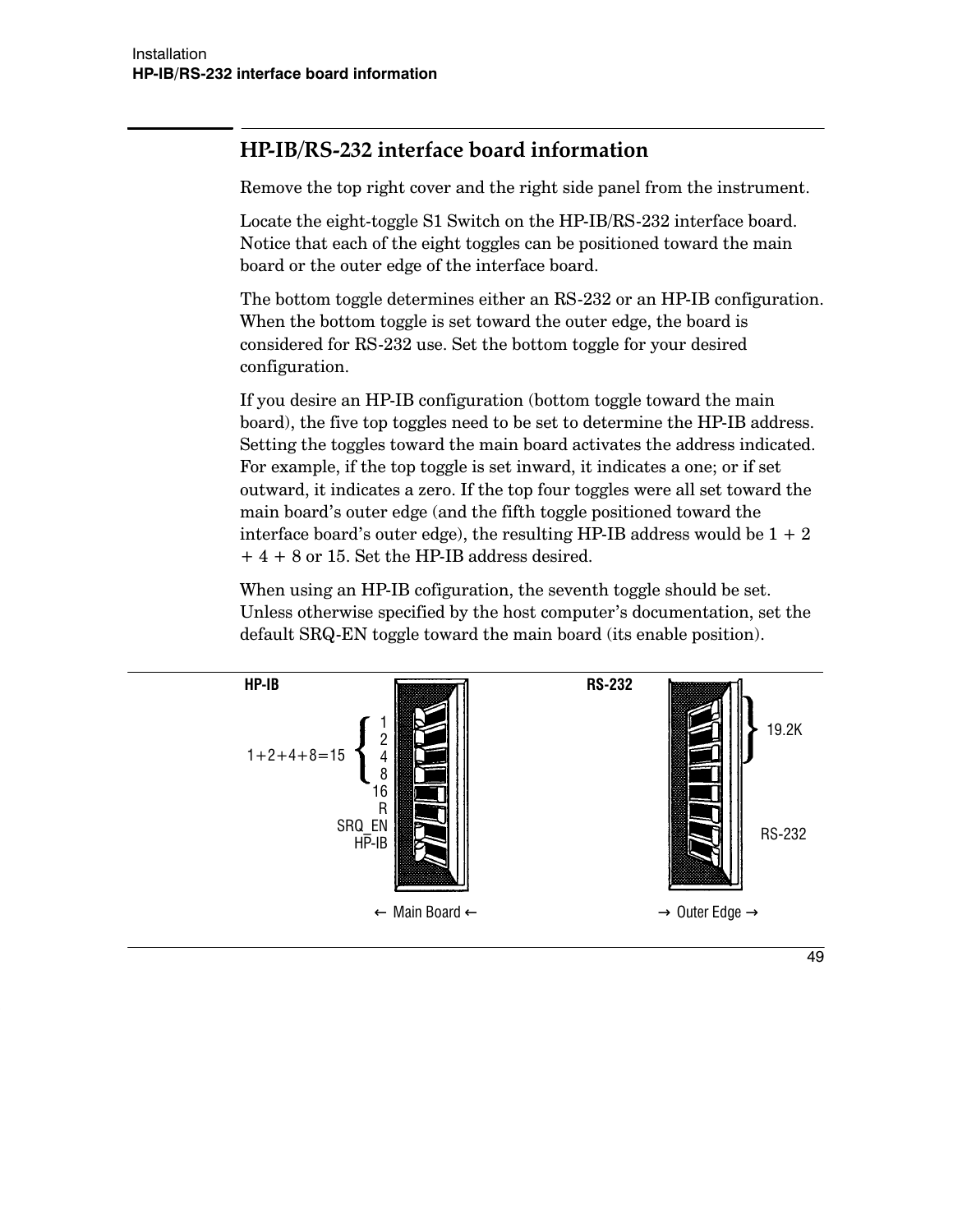## HP-IB/RS-232 interface board information

Remove the top right cover and the right side panel from the instrument.

Locate the eight-toggle S1 Switch on the HP-IB/RS-232 interface board. Notice that each of the eight toggles can be positioned toward the main board or the outer edge of the interface board.

The bottom toggle determines either an RS-232 or an HP-IB configuration. When the bottom toggle is set toward the outer edge, the board is considered for RS-232 use. Set the bottom toggle for your desired configuration.

If you desire an HP-IB configuration (bottom toggle toward the main board), the five top toggles need to be set to determine the HP-IB address. Setting the toggles toward the main board activates the address indicated. For example, if the top toggle is set inward, it indicates a one; or if set outward, it indicates a zero. If the top four toggles were all set toward the main board's outer edge (and the fifth toggle positioned toward the interface board's outer edge), the resulting HP-IB address would be 1 + 2 + 4 + 8 or 15. Set the HP-IB address desired.

When using an HP-IB cofiguration, the seventh toggle should be set. Unless otherwise specified by the host computer's documentation, set the default SRQ-EN toggle toward the main board (its enable position).

HP-IB

1+2+4+8=15 { 1, 2, 4, 8

16

R

SRQ_EN

HP-IB

← Main Board ←

RS-232

19.2K

RS-232

→ Outer Edge →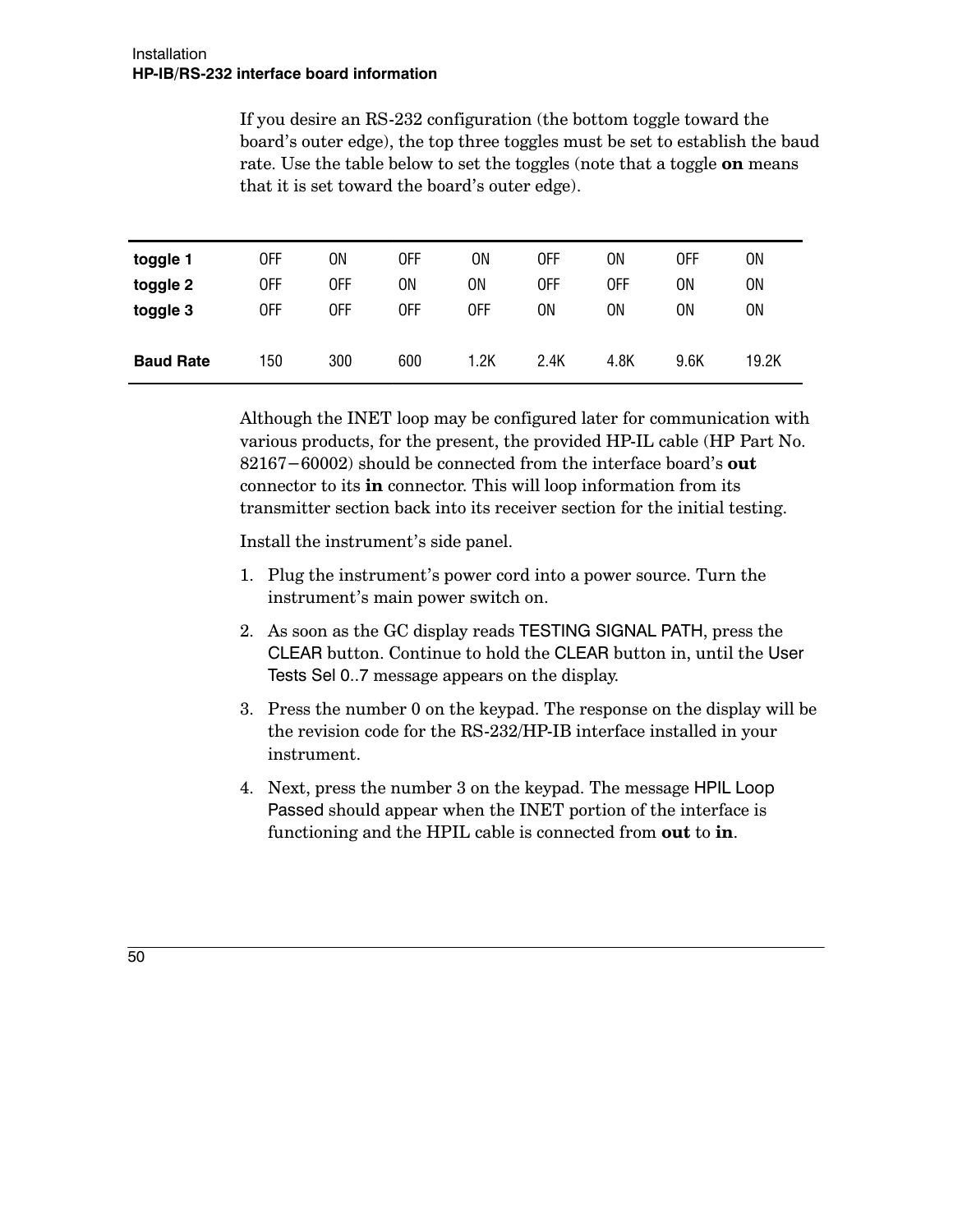If you desire an RS-232 configuration (the bottom toggle toward the board's outer edge), the top three toggles must be set to establish the baud rate. Use the table below to set the toggles (note that a toggle **on** means that it is set toward the board's outer edge).

| | | | | | | | | |
|---|---|---|---|---|---|---|---|---|
| **toggle 1** | OFF | ON | OFF | ON | OFF | ON | OFF | ON |
| **toggle 2** | OFF | OFF | ON | ON | OFF | OFF | ON | ON |
| **toggle 3** | OFF | OFF | OFF | OFF | ON | ON | ON | ON |
| **Baud Rate** | 150 | 300 | 600 | 1.2K | 2.4K | 4.8K | 9.6K | 19.2K |

Although the INET loop may be configured later for communication with various products, for the present, the provided HP-IL cable (HP Part No. 82167−60002) should be connected from the interface board's **out** connector to its **in** connector. This will loop information from its transmitter section back into its receiver section for the initial testing.

Install the instrument's side panel.

1. Plug the instrument's power cord into a power source. Turn the instrument's main power switch on.
2. As soon as the GC display reads TESTING SIGNAL PATH, press the CLEAR button. Continue to hold the CLEAR button in, until the User Tests Sel 0..7 message appears on the display.
3. Press the number 0 on the keypad. The response on the display will be the revision code for the RS-232/HP-IB interface installed in your instrument.
4. Next, press the number 3 on the keypad. The message HPIL Loop Passed should appear when the INET portion of the interface is functioning and the HPIL cable is connected from **out** to **in**.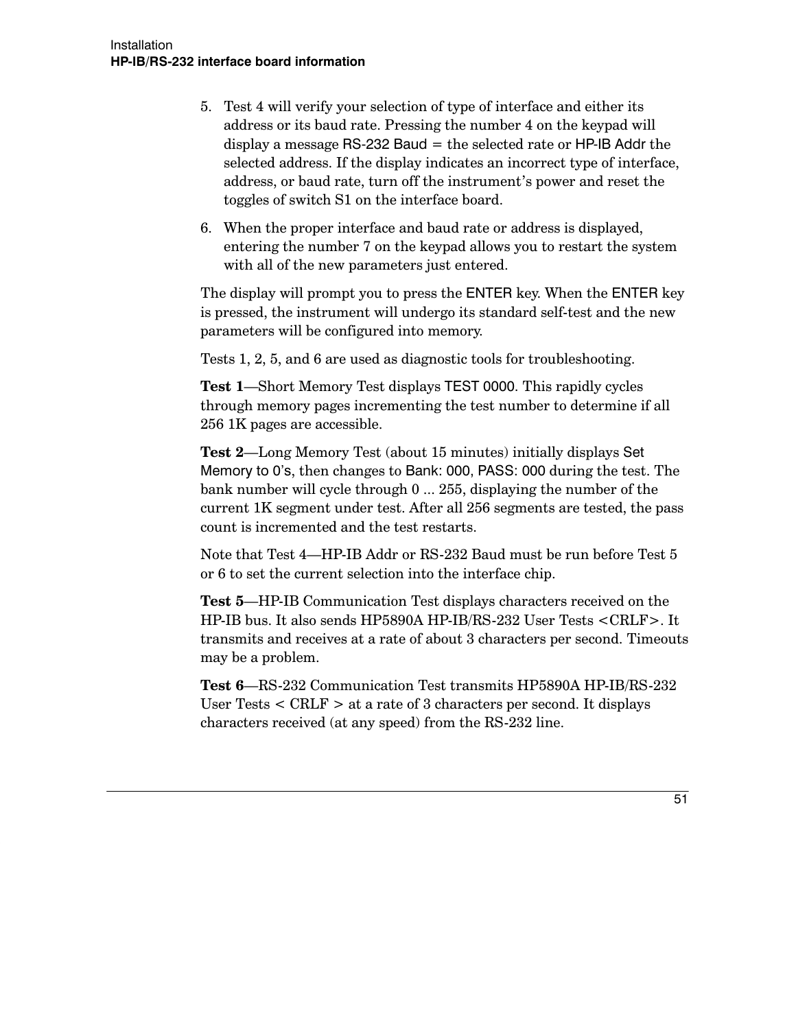5. Test 4 will verify your selection of type of interface and either its address or its baud rate. Pressing the number 4 on the keypad will display a message RS-232 Baud = the selected rate or HP-IB Addr the selected address. If the display indicates an incorrect type of interface, address, or baud rate, turn off the instrument's power and reset the toggles of switch S1 on the interface board.
6. When the proper interface and baud rate or address is displayed, entering the number 7 on the keypad allows you to restart the system with all of the new parameters just entered.

The display will prompt you to press the ENTER key. When the ENTER key is pressed, the instrument will undergo its standard self-test and the new parameters will be configured into memory.

Tests 1, 2, 5, and 6 are used as diagnostic tools for troubleshooting.

**Test 1**—Short Memory Test displays TEST 0000. This rapidly cycles through memory pages incrementing the test number to determine if all 256 1K pages are accessible.

**Test 2**—Long Memory Test (about 15 minutes) initially displays Set Memory to 0's, then changes to Bank: 000, PASS: 000 during the test. The bank number will cycle through 0 ... 255, displaying the number of the current 1K segment under test. After all 256 segments are tested, the pass count is incremented and the test restarts.

Note that Test 4—HP-IB Addr or RS-232 Baud must be run before Test 5 or 6 to set the current selection into the interface chip.

**Test 5**—HP-IB Communication Test displays characters received on the HP-IB bus. It also sends HP5890A HP-IB/RS-232 User Tests <CRLF>. It transmits and receives at a rate of about 3 characters per second. Timeouts may be a problem.

**Test 6**—RS-232 Communication Test transmits HP5890A HP-IB/RS-232 User Tests < CRLF > at a rate of 3 characters per second. It displays characters received (at any speed) from the RS-232 line.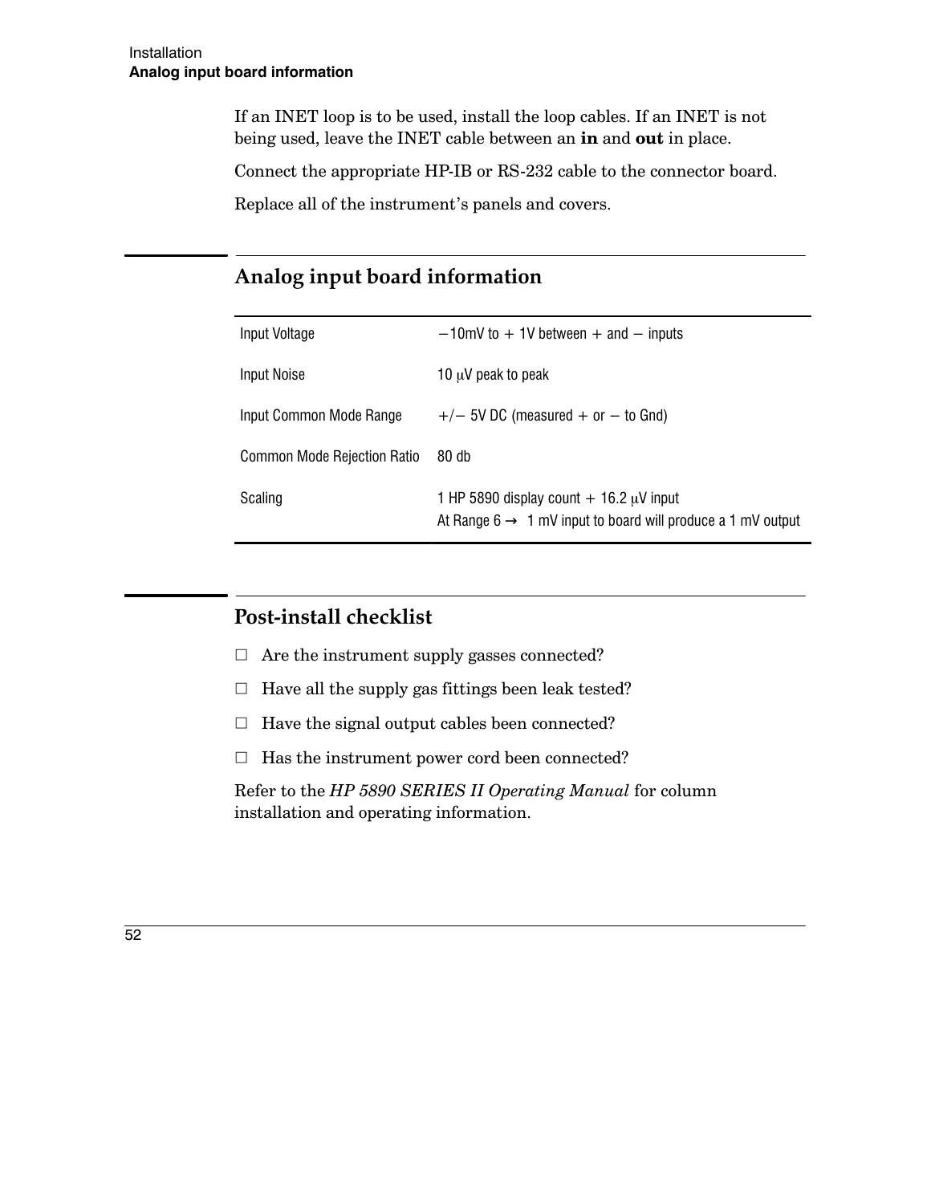If an INET loop is to be used, install the loop cables. If an INET is not being used, leave the INET cable between an **in** and **out** in place.

Connect the appropriate HP-IB or RS-232 cable to the connector board.

Replace all of the instrument's panels and covers.

## Analog input board information

| | |
|---|---|
| Input Voltage | −10mV to + 1V between + and − inputs |
| Input Noise | 10 μV peak to peak |
| Input Common Mode Range | +/− 5V DC (measured + or − to Gnd) |
| Common Mode Rejection Ratio | 80 db |
| Scaling | 1 HP 5890 display count + 16.2 μV input<br>At Range 6 → 1 mV input to board will produce a 1 mV output |

## Post-install checklist

- ☐ Are the instrument supply gasses connected?
- ☐ Have all the supply gas fittings been leak tested?
- ☐ Have the signal output cables been connected?
- ☐ Has the instrument power cord been connected?

Refer to the *HP 5890 SERIES II Operating Manual* for column installation and operating information.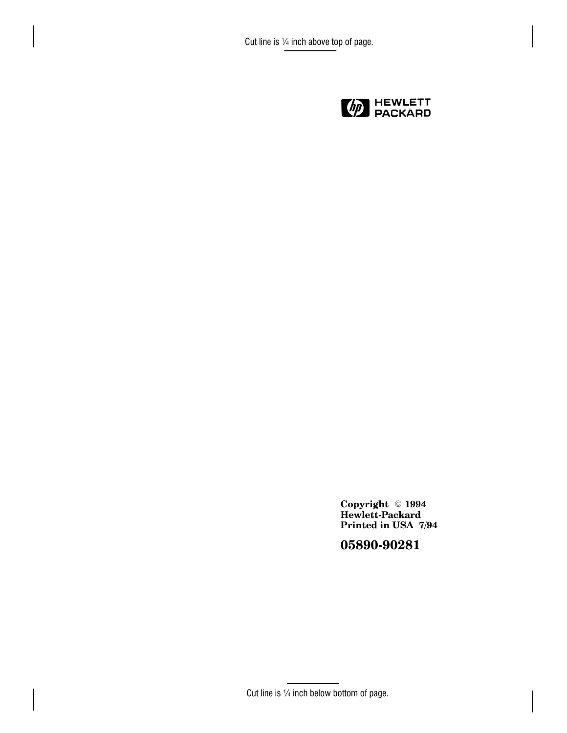HEWLETT PACKARD

**Copyright © 1994**
**Hewlett-Packard**
**Printed in USA 7/94**

**05890-90281**